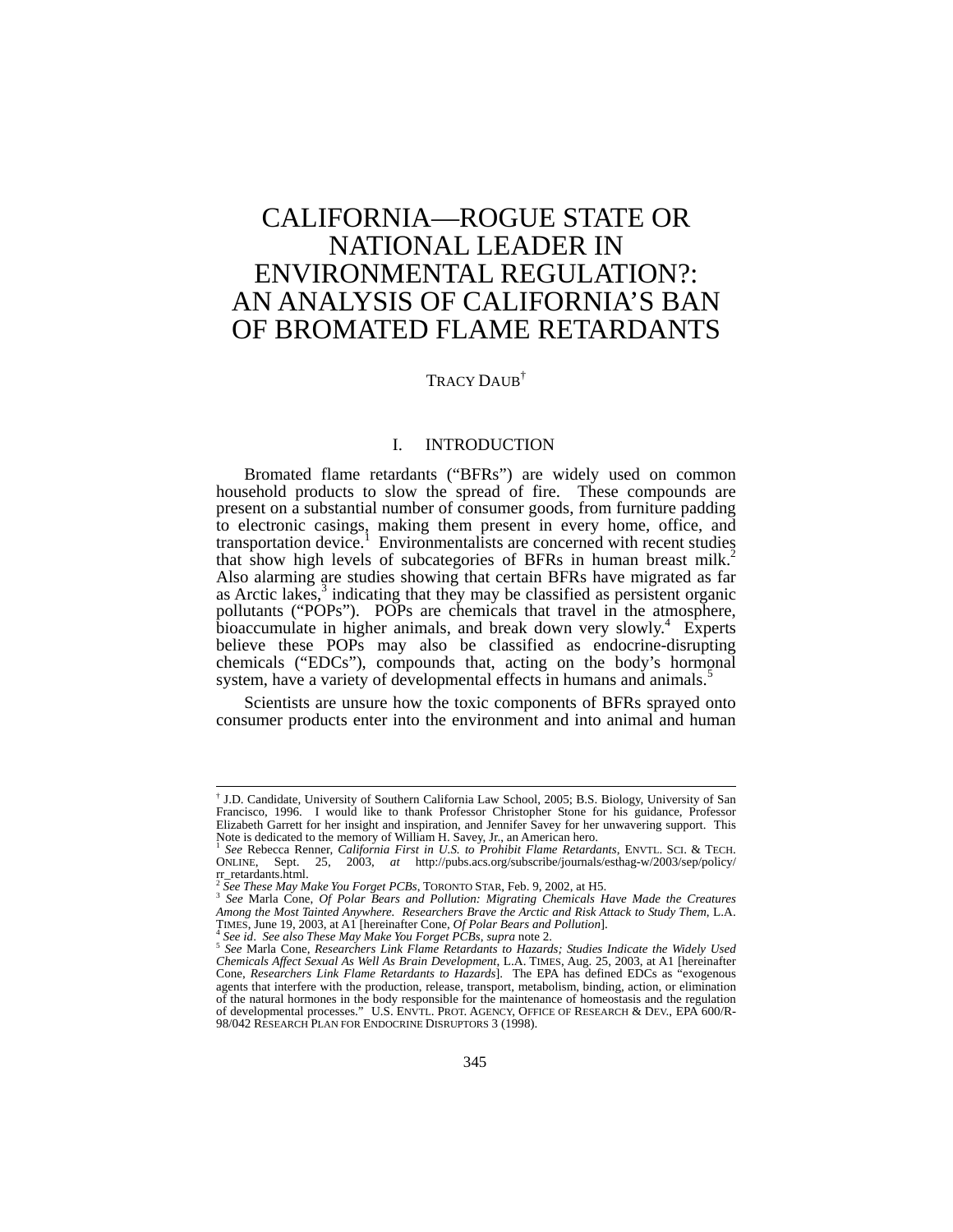# CALIFORNIA—ROGUE STATE OR NATIONAL LEADER IN ENVIRONMENTAL REGULATION?: AN ANALYSIS OF CALIFORNIA'S BAN OF BROMATED FLAME RETARDANTS

TRACY DAUB[†]

## I. INTRODUCTION

Bromated flame retardants ("BFRs") are widely used on common household products to slow the spread of fire. These compounds are present on a substantial number of consumer goods, from furniture padding to electronic casings, making them present in every home, office, and transportation device.[1] Environmentalists are concerned with recent studies that show high levels of subcategories of BFRs in human breast milk.[2] Also alarming are studies showing that certain BFRs have migrated as far as Arctic lakes,[3] indicating that they may be classified as persistent organic pollutants ("POPs"). POPs are chemicals that travel in the atmosphere, bioaccumulate in higher animals, and break down very slowly.[4] Experts believe these POPs may also be classified as endocrine-disrupting chemicals ("EDCs"), compounds that, acting on the body's hormonal system, have a variety of developmental effects in humans and animals.[5]

Scientists are unsure how the toxic components of BFRs sprayed onto consumer products enter into the environment and into animal and human

---

[†] J.D. Candidate, University of Southern California Law School, 2005; B.S. Biology, University of San Francisco, 1996. I would like to thank Professor Christopher Stone for his guidance, Professor Elizabeth Garrett for her insight and inspiration, and Jennifer Savey for her unwavering support. This Note is dedicated to the memory of William H. Savey, Jr., an American hero.

[1] *See* Rebecca Renner, *California First in U.S. to Prohibit Flame Retardants*, ENVTL. SCI. & TECH. ONLINE, Sept. 25, 2003, *at* http://pubs.acs.org/subscribe/journals/esthag-w/2003/sep/policy/rr_retardants.html.

[2] *See These May Make You Forget PCBs*, TORONTO STAR, Feb. 9, 2002, at H5.

[3] *See* Marla Cone, *Of Polar Bears and Pollution: Migrating Chemicals Have Made the Creatures Among the Most Tainted Anywhere. Researchers Brave the Arctic and Risk Attack to Study Them*, L.A. TIMES, June 19, 2003, at A1 [hereinafter Cone, *Of Polar Bears and Pollution*].

[4] *See id*. *See also These May Make You Forget PCBs*, *supra* note 2.

[5] *See* Marla Cone, *Researchers Link Flame Retardants to Hazards; Studies Indicate the Widely Used Chemicals Affect Sexual As Well As Brain Development*, L.A. TIMES, Aug. 25, 2003, at A1 [hereinafter Cone, *Researchers Link Flame Retardants to Hazards*]. The EPA has defined EDCs as "exogenous agents that interfere with the production, release, transport, metabolism, binding, action, or elimination of the natural hormones in the body responsible for the maintenance of homeostasis and the regulation of developmental processes." U.S. ENVTL. PROT. AGENCY, OFFICE OF RESEARCH & DEV., EPA 600/R-98/042 RESEARCH PLAN FOR ENDOCRINE DISRUPTORS 3 (1998).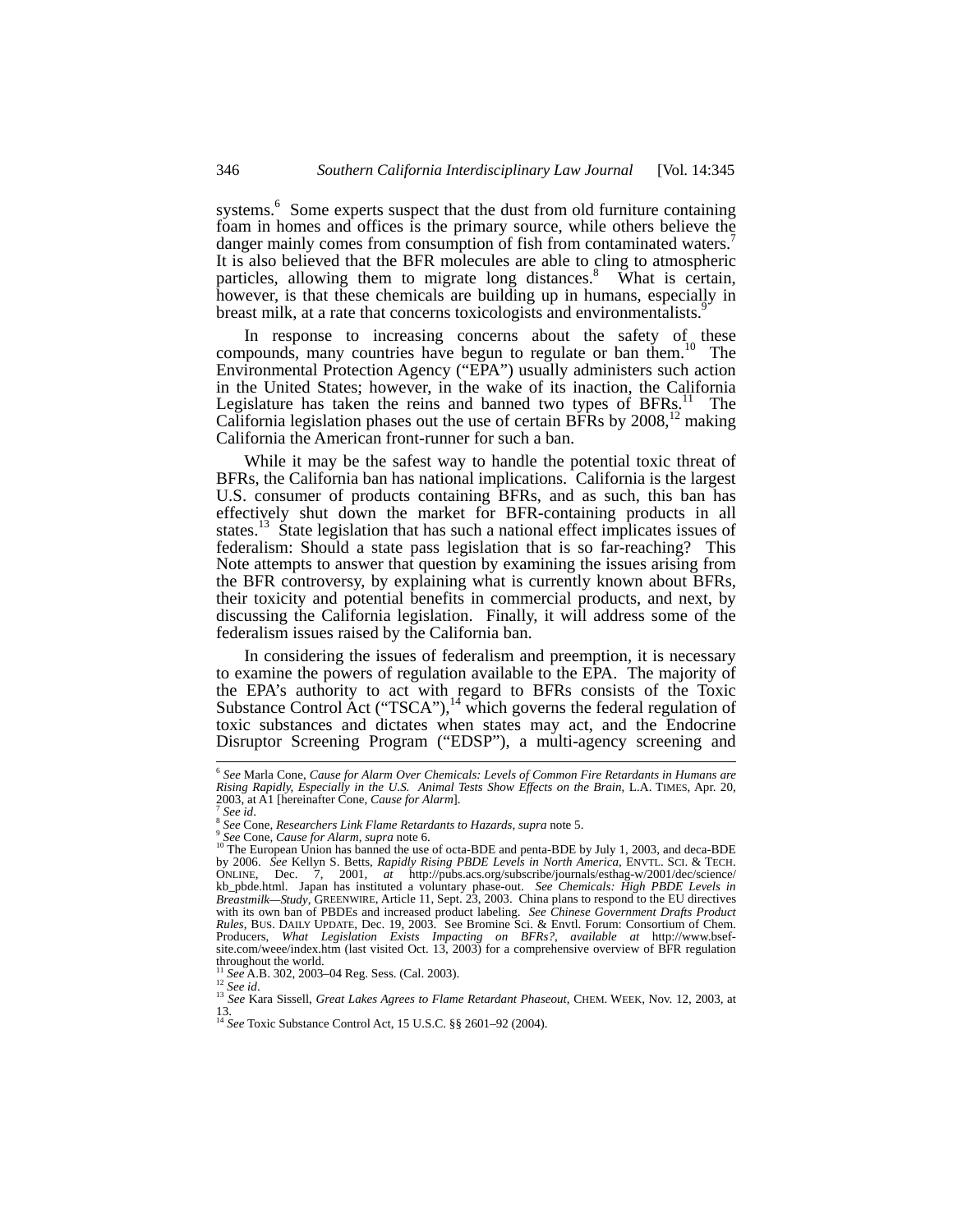systems.[6] Some experts suspect that the dust from old furniture containing foam in homes and offices is the primary source, while others believe the danger mainly comes from consumption of fish from contaminated waters.[7] It is also believed that the BFR molecules are able to cling to atmospheric particles, allowing them to migrate long distances.[8] What is certain, however, is that these chemicals are building up in humans, especially in breast milk, at a rate that concerns toxicologists and environmentalists.[9]

In response to increasing concerns about the safety of these compounds, many countries have begun to regulate or ban them.[10] The Environmental Protection Agency ("EPA") usually administers such action in the United States; however, in the wake of its inaction, the California Legislature has taken the reins and banned two types of BFRs.[11] The California legislation phases out the use of certain BFRs by 2008,[12] making California the American front-runner for such a ban.

While it may be the safest way to handle the potential toxic threat of BFRs, the California ban has national implications. California is the largest U.S. consumer of products containing BFRs, and as such, this ban has effectively shut down the market for BFR-containing products in all states.[13] State legislation that has such a national effect implicates issues of federalism: Should a state pass legislation that is so far-reaching? This Note attempts to answer that question by examining the issues arising from the BFR controversy, by explaining what is currently known about BFRs, their toxicity and potential benefits in commercial products, and next, by discussing the California legislation. Finally, it will address some of the federalism issues raised by the California ban.

In considering the issues of federalism and preemption, it is necessary to examine the powers of regulation available to the EPA. The majority of the EPA's authority to act with regard to BFRs consists of the Toxic Substance Control Act ("TSCA"),[14] which governs the federal regulation of toxic substances and dictates when states may act, and the Endocrine Disruptor Screening Program ("EDSP"), a multi-agency screening and

---

[6] *See* Marla Cone, *Cause for Alarm Over Chemicals: Levels of Common Fire Retardants in Humans are Rising Rapidly, Especially in the U.S. Animal Tests Show Effects on the Brain*, L.A. TIMES, Apr. 20, 2003, at A1 [hereinafter Cone, *Cause for Alarm*].

[7] *See id*.

[8] *See* Cone, *Researchers Link Flame Retardants to Hazards*, *supra* note 5.

[9] *See* Cone, *Cause for Alarm*, *supra* note 6.

[10] The European Union has banned the use of octa-BDE and penta-BDE by July 1, 2003, and deca-BDE by 2006. *See* Kellyn S. Betts, *Rapidly Rising PBDE Levels in North America*, ENVTL. SCI. & TECH. ONLINE, Dec. 7, 2001, *at* http://pubs.acs.org/subscribe/journals/esthag-w/2001/dec/science/kb_pbde.html. Japan has instituted a voluntary phase-out. *See Chemicals: High PBDE Levels in Breastmilk—Study*, GREENWIRE, Article 11, Sept. 23, 2003. China plans to respond to the EU directives with its own ban of PBDEs and increased product labeling. *See Chinese Government Drafts Product Rules*, BUS. DAILY UPDATE, Dec. 19, 2003. See Bromine Sci. & Envtl. Forum: Consortium of Chem. Producers, *What Legislation Exists Impacting on BFRs?*, *available at* http://www.bsef-site.com/weee/index.htm (last visited Oct. 13, 2003) for a comprehensive overview of BFR regulation throughout the world.

[11] *See* A.B. 302, 2003–04 Reg. Sess. (Cal. 2003).

[12] *See id*.

[13] *See* Kara Sissell, *Great Lakes Agrees to Flame Retardant Phaseout*, CHEM. WEEK, Nov. 12, 2003, at 13.

[14] *See* Toxic Substance Control Act, 15 U.S.C. §§ 2601–92 (2004).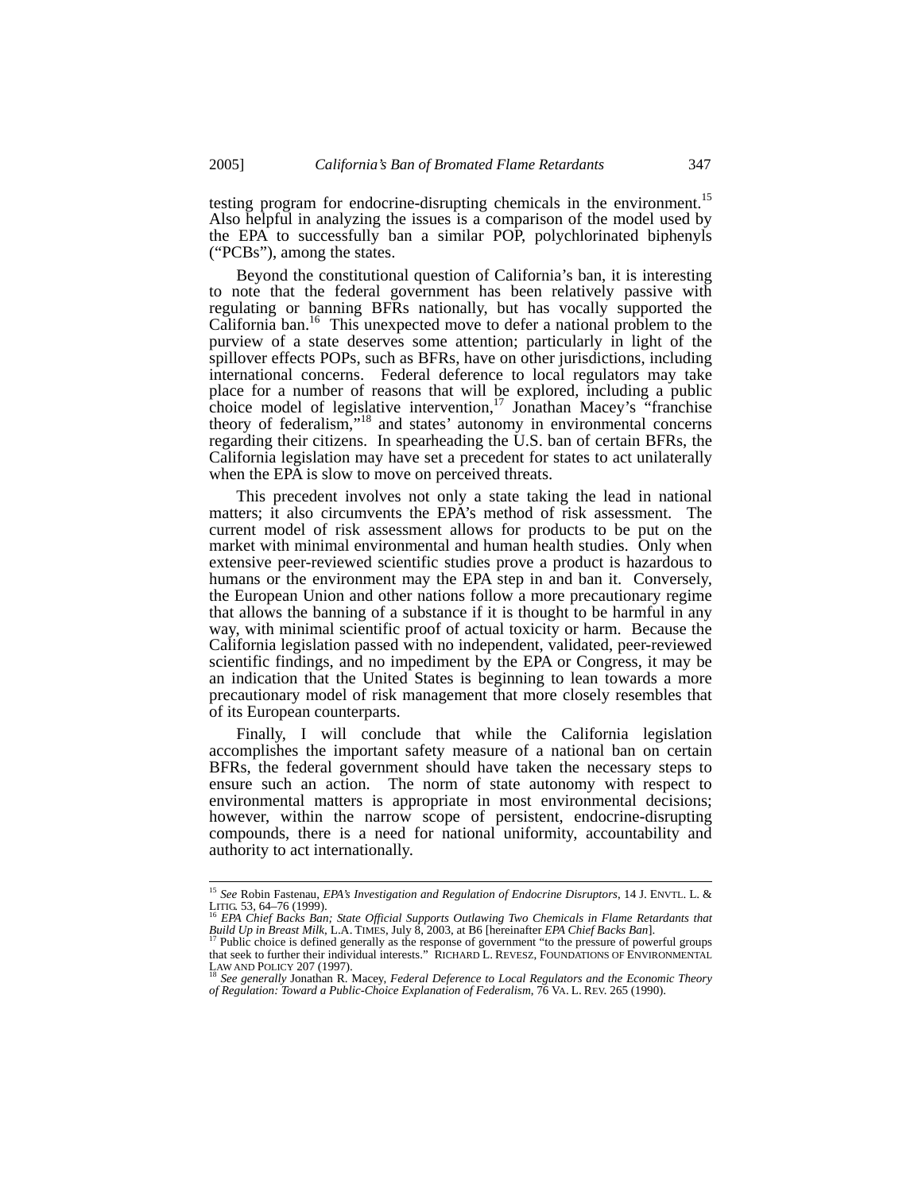testing program for endocrine-disrupting chemicals in the environment.[15] Also helpful in analyzing the issues is a comparison of the model used by the EPA to successfully ban a similar POP, polychlorinated biphenyls ("PCBs"), among the states.

Beyond the constitutional question of California's ban, it is interesting to note that the federal government has been relatively passive with regulating or banning BFRs nationally, but has vocally supported the California ban.[16] This unexpected move to defer a national problem to the purview of a state deserves some attention; particularly in light of the spillover effects POPs, such as BFRs, have on other jurisdictions, including international concerns. Federal deference to local regulators may take place for a number of reasons that will be explored, including a public choice model of legislative intervention,[17] Jonathan Macey's "franchise theory of federalism,"[18] and states' autonomy in environmental concerns regarding their citizens. In spearheading the U.S. ban of certain BFRs, the California legislation may have set a precedent for states to act unilaterally when the EPA is slow to move on perceived threats.

This precedent involves not only a state taking the lead in national matters; it also circumvents the EPA's method of risk assessment. The current model of risk assessment allows for products to be put on the market with minimal environmental and human health studies. Only when extensive peer-reviewed scientific studies prove a product is hazardous to humans or the environment may the EPA step in and ban it. Conversely, the European Union and other nations follow a more precautionary regime that allows the banning of a substance if it is thought to be harmful in any way, with minimal scientific proof of actual toxicity or harm. Because the California legislation passed with no independent, validated, peer-reviewed scientific findings, and no impediment by the EPA or Congress, it may be an indication that the United States is beginning to lean towards a more precautionary model of risk management that more closely resembles that of its European counterparts.

Finally, I will conclude that while the California legislation accomplishes the important safety measure of a national ban on certain BFRs, the federal government should have taken the necessary steps to ensure such an action. The norm of state autonomy with respect to environmental matters is appropriate in most environmental decisions; however, within the narrow scope of persistent, endocrine-disrupting compounds, there is a need for national uniformity, accountability and authority to act internationally.

---

[15] *See* Robin Fastenau, *EPA's Investigation and Regulation of Endocrine Disruptors*, 14 J. ENVTL. L. & LITIG. 53, 64–76 (1999).

[16] *EPA Chief Backs Ban; State Official Supports Outlawing Two Chemicals in Flame Retardants that Build Up in Breast Milk*, L.A. TIMES, July 8, 2003, at B6 [hereinafter *EPA Chief Backs Ban*].

[17] Public choice is defined generally as the response of government "to the pressure of powerful groups that seek to further their individual interests." RICHARD L. REVESZ, FOUNDATIONS OF ENVIRONMENTAL LAW AND POLICY 207 (1997).

[18] *See generally* Jonathan R. Macey, *Federal Deference to Local Regulators and the Economic Theory of Regulation: Toward a Public-Choice Explanation of Federalism*, 76 VA. L. REV. 265 (1990).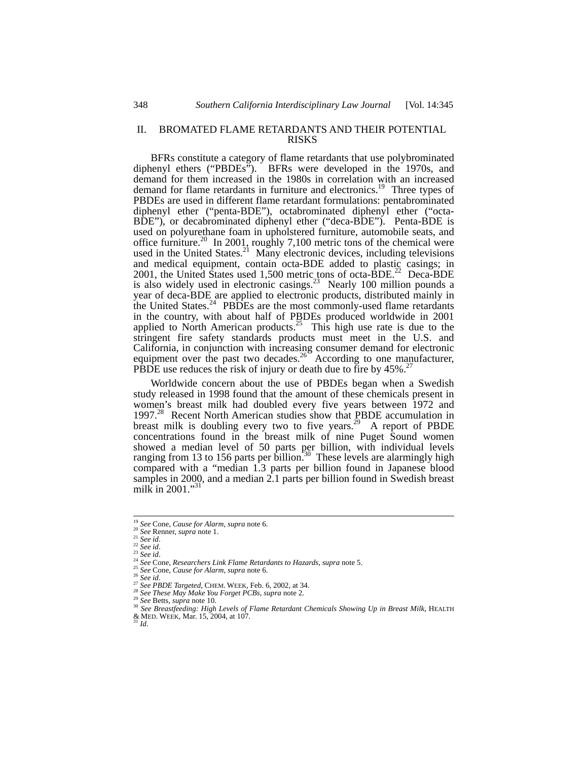## II. BROMATED FLAME RETARDANTS AND THEIR POTENTIAL RISKS

BFRs constitute a category of flame retardants that use polybrominated diphenyl ethers ("PBDEs"). BFRs were developed in the 1970s, and demand for them increased in the 1980s in correlation with an increased demand for flame retardants in furniture and electronics.[19] Three types of PBDEs are used in different flame retardant formulations: pentabrominated diphenyl ether ("penta-BDE"), octabrominated diphenyl ether ("octa-BDE"), or decabrominated diphenyl ether ("deca-BDE"). Penta-BDE is used on polyurethane foam in upholstered furniture, automobile seats, and office furniture.[20] In 2001, roughly 7,100 metric tons of the chemical were used in the United States.[21] Many electronic devices, including televisions and medical equipment, contain octa-BDE added to plastic casings; in 2001, the United States used 1,500 metric tons of octa-BDE.[22] Deca-BDE is also widely used in electronic casings.[23] Nearly 100 million pounds a year of deca-BDE are applied to electronic products, distributed mainly in the United States.[24] PBDEs are the most commonly-used flame retardants in the country, with about half of PBDEs produced worldwide in 2001 applied to North American products.[25] This high use rate is due to the stringent fire safety standards products must meet in the U.S. and California, in conjunction with increasing consumer demand for electronic equipment over the past two decades.[26] According to one manufacturer, PBDE use reduces the risk of injury or death due to fire by 45%.[27]

Worldwide concern about the use of PBDEs began when a Swedish study released in 1998 found that the amount of these chemicals present in women's breast milk had doubled every five years between 1972 and 1997.[28] Recent North American studies show that PBDE accumulation in breast milk is doubling every two to five years.[29] A report of PBDE concentrations found in the breast milk of nine Puget Sound women showed a median level of 50 parts per billion, with individual levels ranging from 13 to 156 parts per billion.[30] These levels are alarmingly high compared with a "median 1.3 parts per billion found in Japanese blood samples in 2000, and a median 2.1 parts per billion found in Swedish breast milk in 2001."[31]

---

[19] *See* Cone, *Cause for Alarm*, *supra* note 6.
[20] *See* Renner, *supra* note 1.
[21] *See id*.
[22] *See id*.
[23] *See id*.
[24] *See* Cone, *Researchers Link Flame Retardants to Hazards*, *supra* note 5.
[25] *See* Cone, *Cause for Alarm*, *supra* note 6.
[26] *See id*.
[27] *See PBDE Targeted*, CHEM. WEEK, Feb. 6, 2002, at 34.
[28] *See These May Make You Forget PCBs*, *supra* note 2.
[29] *See* Betts, *supra* note 10.
[30] *See Breastfeeding: High Levels of Flame Retardant Chemicals Showing Up in Breast Milk*, HEALTH & MED. WEEK, Mar. 15, 2004, at 107.
[31] *Id*.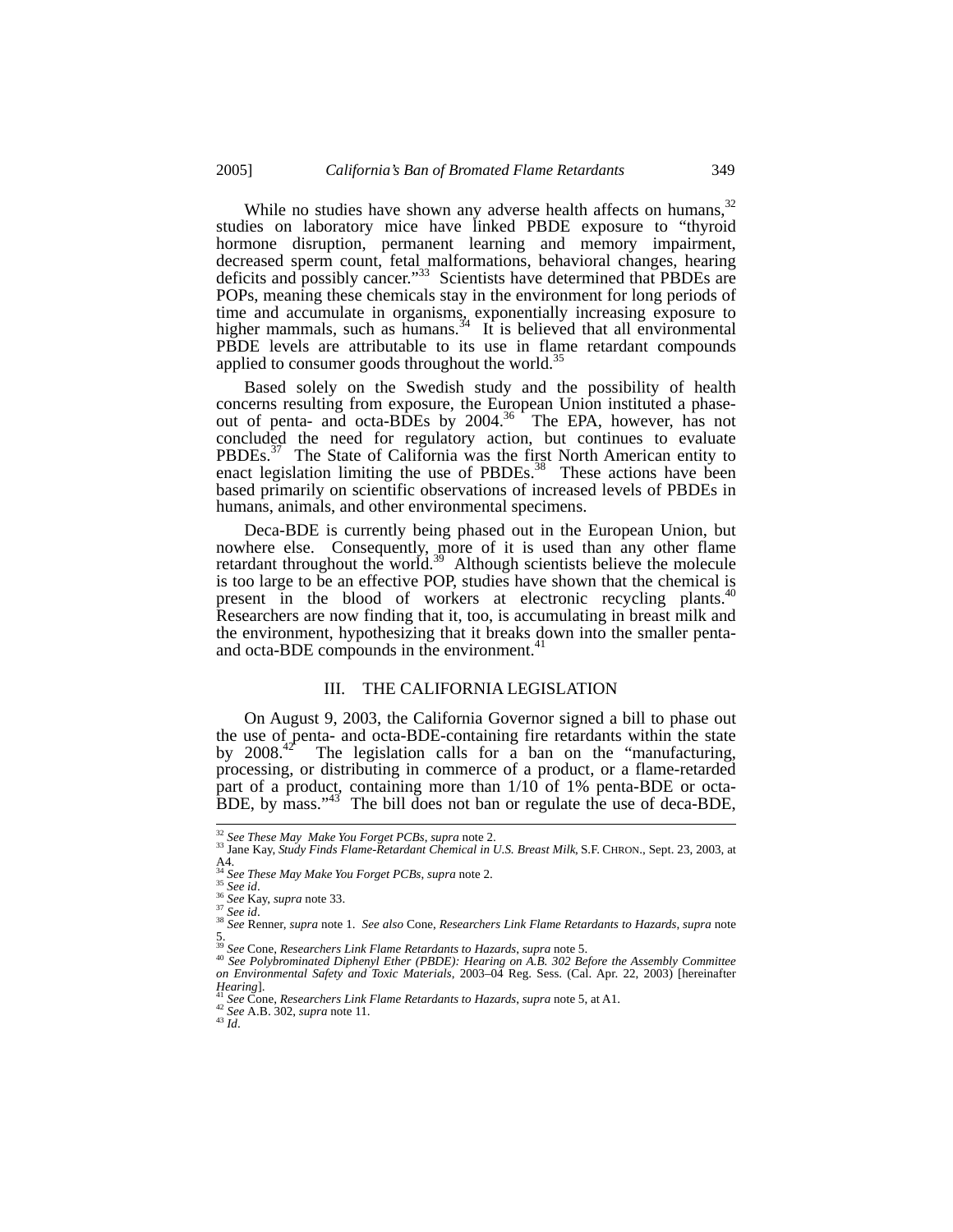While no studies have shown any adverse health affects on humans,[32] studies on laboratory mice have linked PBDE exposure to "thyroid hormone disruption, permanent learning and memory impairment, decreased sperm count, fetal malformations, behavioral changes, hearing deficits and possibly cancer."[33] Scientists have determined that PBDEs are POPs, meaning these chemicals stay in the environment for long periods of time and accumulate in organisms, exponentially increasing exposure to higher mammals, such as humans.[34] It is believed that all environmental PBDE levels are attributable to its use in flame retardant compounds applied to consumer goods throughout the world.[35]

Based solely on the Swedish study and the possibility of health concerns resulting from exposure, the European Union instituted a phase-out of penta- and octa-BDEs by 2004.[36] The EPA, however, has not concluded the need for regulatory action, but continues to evaluate PBDEs.[37] The State of California was the first North American entity to enact legislation limiting the use of PBDEs.[38] These actions have been based primarily on scientific observations of increased levels of PBDEs in humans, animals, and other environmental specimens.

Deca-BDE is currently being phased out in the European Union, but nowhere else. Consequently, more of it is used than any other flame retardant throughout the world.[39] Although scientists believe the molecule is too large to be an effective POP, studies have shown that the chemical is present in the blood of workers at electronic recycling plants.[40] Researchers are now finding that it, too, is accumulating in breast milk and the environment, hypothesizing that it breaks down into the smaller penta- and octa-BDE compounds in the environment.[41]

## III. THE CALIFORNIA LEGISLATION

On August 9, 2003, the California Governor signed a bill to phase out the use of penta- and octa-BDE-containing fire retardants within the state by 2008.[42] The legislation calls for a ban on the "manufacturing, processing, or distributing in commerce of a product, or a flame-retarded part of a product, containing more than 1/10 of 1% penta-BDE or octa-BDE, by mass."[43] The bill does not ban or regulate the use of deca-BDE,

---

[32] *See These May Make You Forget PCBs*, *supra* note 2.
[33] Jane Kay, *Study Finds Flame-Retardant Chemical in U.S. Breast Milk*, S.F. CHRON., Sept. 23, 2003, at A4.
[34] *See These May Make You Forget PCBs*, *supra* note 2.
[35] *See id*.
[36] *See* Kay, *supra* note 33.
[37] *See id*.
[38] *See* Renner, *supra* note 1. *See also* Cone, *Researchers Link Flame Retardants to Hazards*, *supra* note 5.
[39] *See* Cone, *Researchers Link Flame Retardants to Hazards*, *supra* note 5.
[40] *See Polybrominated Diphenyl Ether (PBDE): Hearing on A.B. 302 Before the Assembly Committee on Environmental Safety and Toxic Materials*, 2003–04 Reg. Sess. (Cal. Apr. 22, 2003) [hereinafter *Hearing*].
[41] *See* Cone, *Researchers Link Flame Retardants to Hazards*, *supra* note 5, at A1.
[42] *See* A.B. 302, *supra* note 11.
[43] *Id*.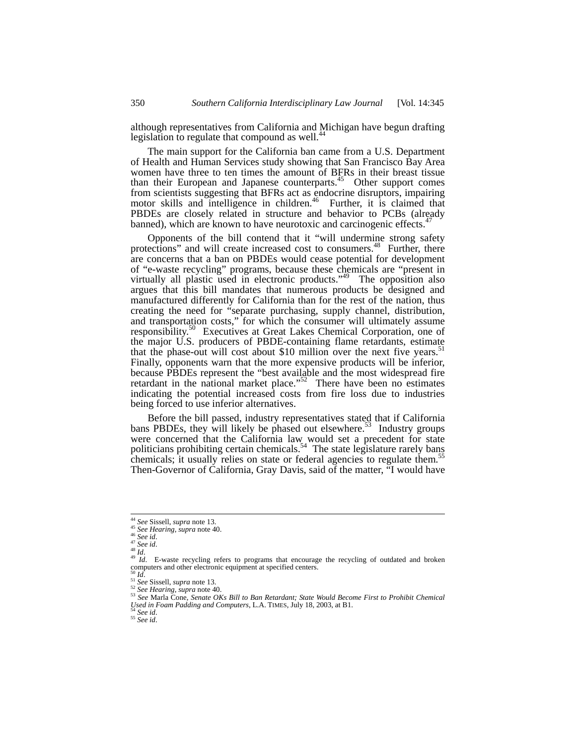although representatives from California and Michigan have begun drafting legislation to regulate that compound as well.[44]

The main support for the California ban came from a U.S. Department of Health and Human Services study showing that San Francisco Bay Area women have three to ten times the amount of BFRs in their breast tissue than their European and Japanese counterparts.[45] Other support comes from scientists suggesting that BFRs act as endocrine disruptors, impairing motor skills and intelligence in children.[46] Further, it is claimed that PBDEs are closely related in structure and behavior to PCBs (already banned), which are known to have neurotoxic and carcinogenic effects.[47]

Opponents of the bill contend that it "will undermine strong safety protections" and will create increased cost to consumers.[48] Further, there are concerns that a ban on PBDEs would cease potential for development of "e-waste recycling" programs, because these chemicals are "present in virtually all plastic used in electronic products."[49] The opposition also argues that this bill mandates that numerous products be designed and manufactured differently for California than for the rest of the nation, thus creating the need for "separate purchasing, supply channel, distribution, and transportation costs," for which the consumer will ultimately assume responsibility.[50] Executives at Great Lakes Chemical Corporation, one of the major U.S. producers of PBDE-containing flame retardants, estimate that the phase-out will cost about $10 million over the next five years.[51] Finally, opponents warn that the more expensive products will be inferior, because PBDEs represent the "best available and the most widespread fire retardant in the national market place."[52] There have been no estimates indicating the potential increased costs from fire loss due to industries being forced to use inferior alternatives.

Before the bill passed, industry representatives stated that if California bans PBDEs, they will likely be phased out elsewhere.[53] Industry groups were concerned that the California law would set a precedent for state politicians prohibiting certain chemicals.[54] The state legislature rarely bans chemicals; it usually relies on state or federal agencies to regulate them.[55] Then-Governor of California, Gray Davis, said of the matter, "I would have

---

[44] *See* Sissell, *supra* note 13.
[45] *See Hearing*, *supra* note 40.
[46] *See id*.
[47] *See id*.
[48] *Id*.
[49] *Id*. E-waste recycling refers to programs that encourage the recycling of outdated and broken computers and other electronic equipment at specified centers.
[50] *Id*.
[51] *See* Sissell, *supra* note 13.
[52] *See Hearing*, *supra* note 40.
[53] *See* Marla Cone, *Senate OKs Bill to Ban Retardant; State Would Become First to Prohibit Chemical Used in Foam Padding and Computers*, L.A. TIMES, July 18, 2003, at B1.
[54] *See id*.
[55] *See id*.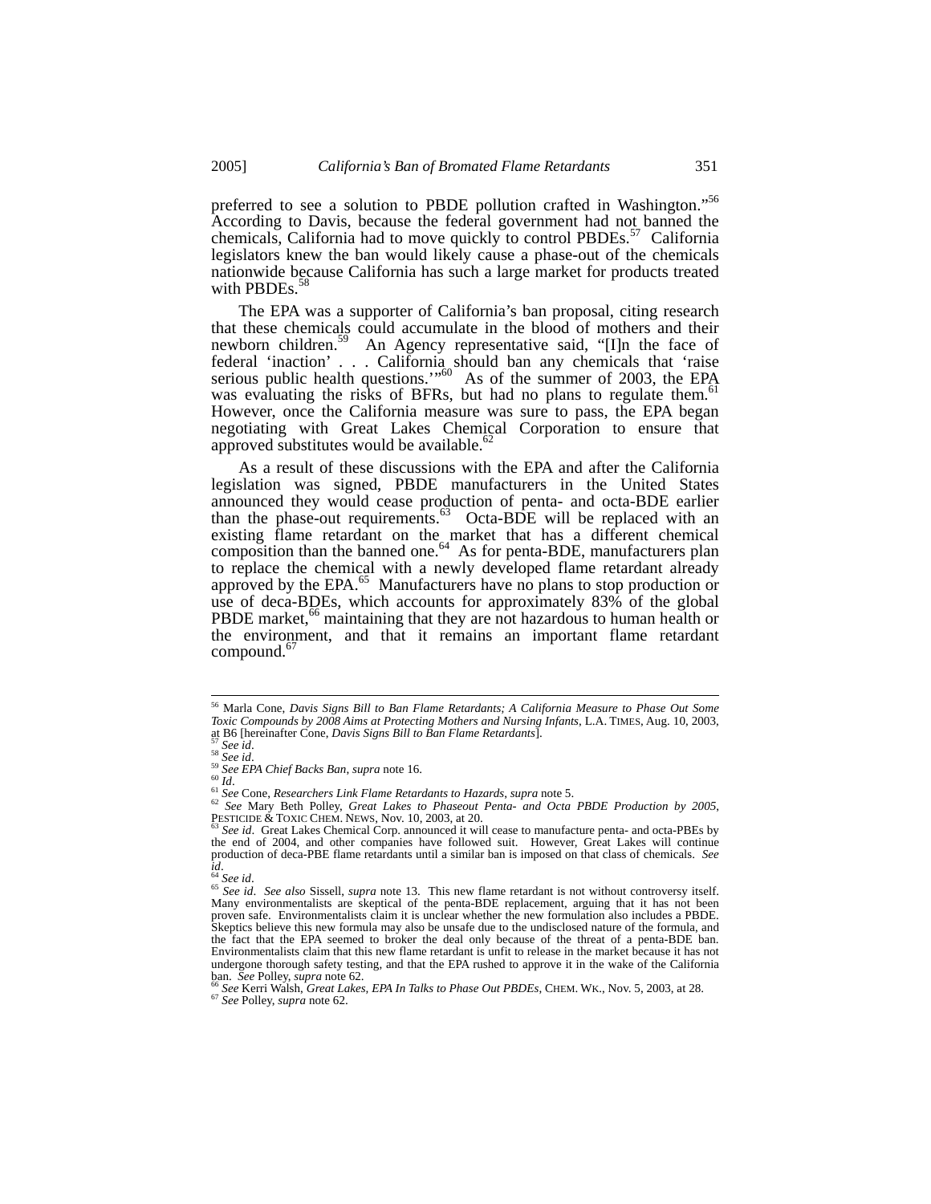preferred to see a solution to PBDE pollution crafted in Washington."[56] According to Davis, because the federal government had not banned the chemicals, California had to move quickly to control PBDEs.[57] California legislators knew the ban would likely cause a phase-out of the chemicals nationwide because California has such a large market for products treated with PBDEs.[58]

The EPA was a supporter of California's ban proposal, citing research that these chemicals could accumulate in the blood of mothers and their newborn children.[59] An Agency representative said, "[I]n the face of federal 'inaction' . . . California should ban any chemicals that 'raise serious public health questions.'"[60] As of the summer of 2003, the EPA was evaluating the risks of BFRs, but had no plans to regulate them.[61] However, once the California measure was sure to pass, the EPA began negotiating with Great Lakes Chemical Corporation to ensure that approved substitutes would be available.[62]

As a result of these discussions with the EPA and after the California legislation was signed, PBDE manufacturers in the United States announced they would cease production of penta- and octa-BDE earlier than the phase-out requirements.[63] Octa-BDE will be replaced with an existing flame retardant on the market that has a different chemical composition than the banned one.[64] As for penta-BDE, manufacturers plan to replace the chemical with a newly developed flame retardant already approved by the EPA.[65] Manufacturers have no plans to stop production or use of deca-BDEs, which accounts for approximately 83% of the global PBDE market,[66] maintaining that they are not hazardous to human health or the environment, and that it remains an important flame retardant compound.[67]

---

[56] Marla Cone, *Davis Signs Bill to Ban Flame Retardants; A California Measure to Phase Out Some Toxic Compounds by 2008 Aims at Protecting Mothers and Nursing Infants*, L.A. TIMES, Aug. 10, 2003, at B6 [hereinafter Cone, *Davis Signs Bill to Ban Flame Retardants*].

[57] *See id*.

[58] *See id*.

[59] *See EPA Chief Backs Ban*, *supra* note 16.

[60] *Id*.

[61] *See* Cone, *Researchers Link Flame Retardants to Hazards*, *supra* note 5.

[62] *See* Mary Beth Polley, *Great Lakes to Phaseout Penta- and Octa PBDE Production by 2005*, PESTICIDE & TOXIC CHEM. NEWS, Nov. 10, 2003, at 20.

[63] *See id*. Great Lakes Chemical Corp. announced it will cease to manufacture penta- and octa-PBEs by the end of 2004, and other companies have followed suit. However, Great Lakes will continue production of deca-PBE flame retardants until a similar ban is imposed on that class of chemicals. *See id*.

[64] *See id*.

[65] *See id*. *See also* Sissell, *supra* note 13. This new flame retardant is not without controversy itself. Many environmentalists are skeptical of the penta-BDE replacement, arguing that it has not been proven safe. Environmentalists claim it is unclear whether the new formulation also includes a PBDE. Skeptics believe this new formula may also be unsafe due to the undisclosed nature of the formula, and the fact that the EPA seemed to broker the deal only because of the threat of a penta-BDE ban. Environmentalists claim that this new flame retardant is unfit to release in the market because it has not undergone thorough safety testing, and that the EPA rushed to approve it in the wake of the California ban. *See* Polley, *supra* note 62.

[66] *See* Kerri Walsh, *Great Lakes, EPA In Talks to Phase Out PBDEs*, CHEM. WK., Nov. 5, 2003, at 28.

[67] *See* Polley, *supra* note 62.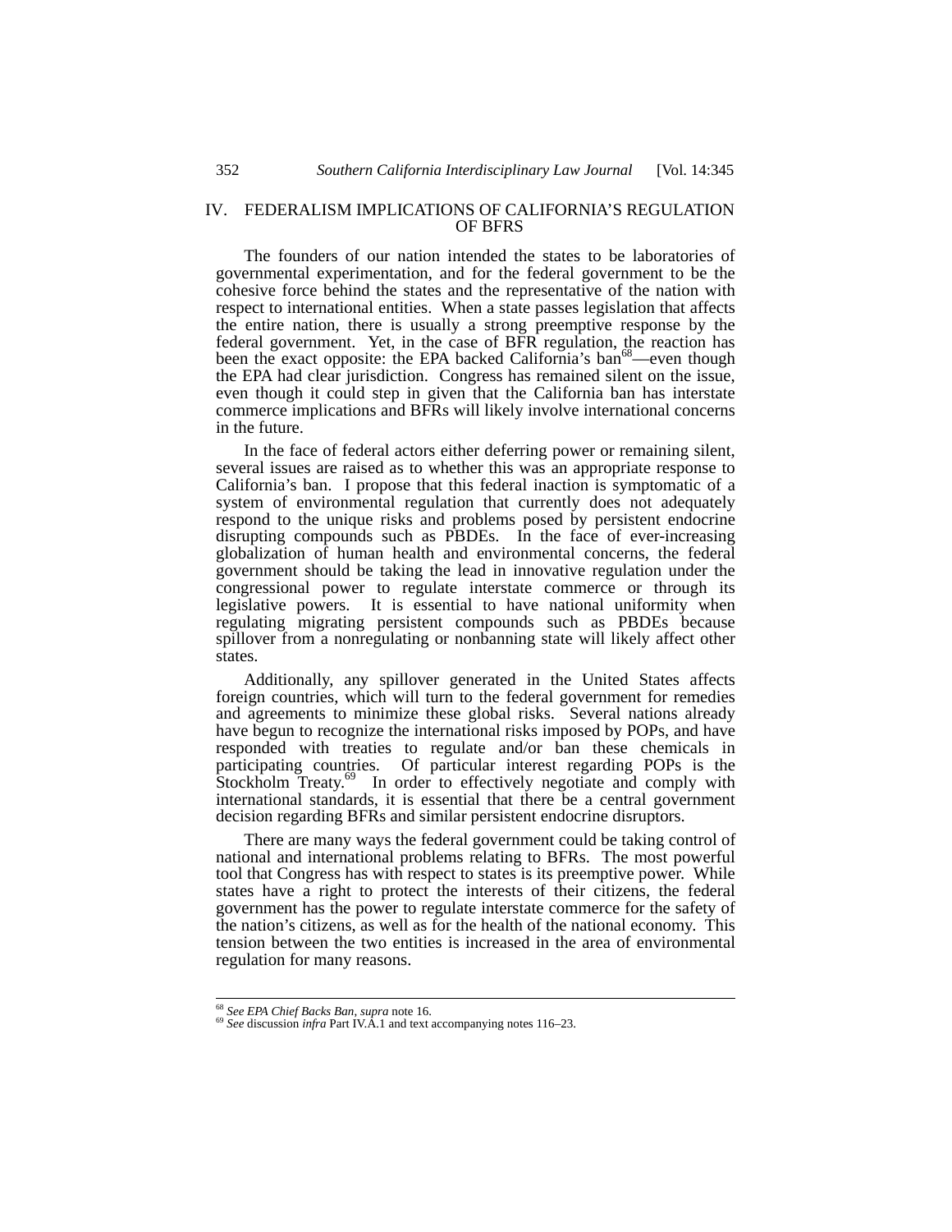## IV. FEDERALISM IMPLICATIONS OF CALIFORNIA'S REGULATION OF BFRS

The founders of our nation intended the states to be laboratories of governmental experimentation, and for the federal government to be the cohesive force behind the states and the representative of the nation with respect to international entities. When a state passes legislation that affects the entire nation, there is usually a strong preemptive response by the federal government. Yet, in the case of BFR regulation, the reaction has been the exact opposite: the EPA backed California's ban[68]—even though the EPA had clear jurisdiction. Congress has remained silent on the issue, even though it could step in given that the California ban has interstate commerce implications and BFRs will likely involve international concerns in the future.

In the face of federal actors either deferring power or remaining silent, several issues are raised as to whether this was an appropriate response to California's ban. I propose that this federal inaction is symptomatic of a system of environmental regulation that currently does not adequately respond to the unique risks and problems posed by persistent endocrine disrupting compounds such as PBDEs. In the face of ever-increasing globalization of human health and environmental concerns, the federal government should be taking the lead in innovative regulation under the congressional power to regulate interstate commerce or through its legislative powers. It is essential to have national uniformity when regulating migrating persistent compounds such as PBDEs because spillover from a nonregulating or nonbanning state will likely affect other states.

Additionally, any spillover generated in the United States affects foreign countries, which will turn to the federal government for remedies and agreements to minimize these global risks. Several nations already have begun to recognize the international risks imposed by POPs, and have responded with treaties to regulate and/or ban these chemicals in participating countries. Of particular interest regarding POPs is the Stockholm Treaty.[69] In order to effectively negotiate and comply with international standards, it is essential that there be a central government decision regarding BFRs and similar persistent endocrine disruptors.

There are many ways the federal government could be taking control of national and international problems relating to BFRs. The most powerful tool that Congress has with respect to states is its preemptive power. While states have a right to protect the interests of their citizens, the federal government has the power to regulate interstate commerce for the safety of the nation's citizens, as well as for the health of the national economy. This tension between the two entities is increased in the area of environmental regulation for many reasons.

---

[68] *See EPA Chief Backs Ban*, *supra* note 16.

[69] *See* discussion *infra* Part IV.A.1 and text accompanying notes 116–23.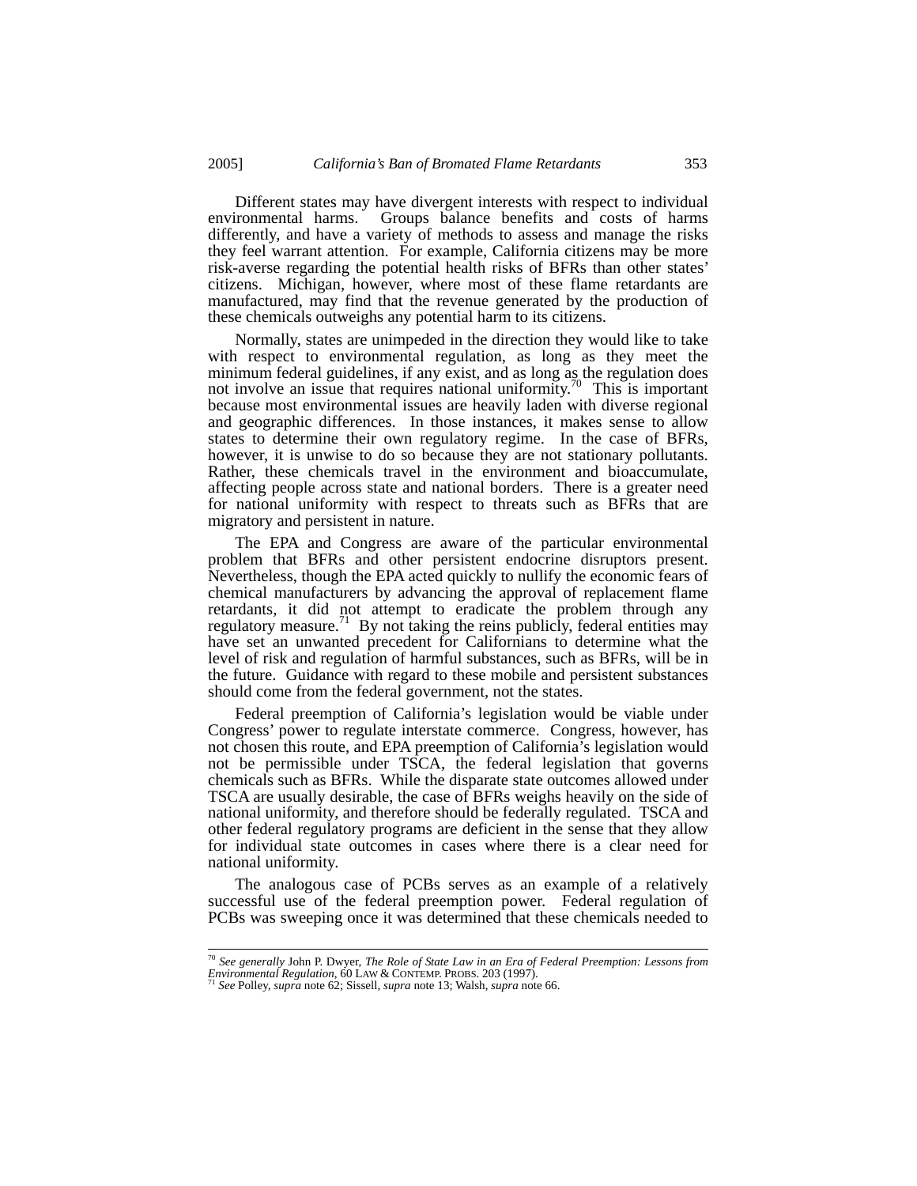Different states may have divergent interests with respect to individual environmental harms. Groups balance benefits and costs of harms differently, and have a variety of methods to assess and manage the risks they feel warrant attention. For example, California citizens may be more risk-averse regarding the potential health risks of BFRs than other states' citizens. Michigan, however, where most of these flame retardants are manufactured, may find that the revenue generated by the production of these chemicals outweighs any potential harm to its citizens.

Normally, states are unimpeded in the direction they would like to take with respect to environmental regulation, as long as they meet the minimum federal guidelines, if any exist, and as long as the regulation does not involve an issue that requires national uniformity.[70] This is important because most environmental issues are heavily laden with diverse regional and geographic differences. In those instances, it makes sense to allow states to determine their own regulatory regime. In the case of BFRs, however, it is unwise to do so because they are not stationary pollutants. Rather, these chemicals travel in the environment and bioaccumulate, affecting people across state and national borders. There is a greater need for national uniformity with respect to threats such as BFRs that are migratory and persistent in nature.

The EPA and Congress are aware of the particular environmental problem that BFRs and other persistent endocrine disruptors present. Nevertheless, though the EPA acted quickly to nullify the economic fears of chemical manufacturers by advancing the approval of replacement flame retardants, it did not attempt to eradicate the problem through any regulatory measure.[71] By not taking the reins publicly, federal entities may have set an unwanted precedent for Californians to determine what the level of risk and regulation of harmful substances, such as BFRs, will be in the future. Guidance with regard to these mobile and persistent substances should come from the federal government, not the states.

Federal preemption of California's legislation would be viable under Congress' power to regulate interstate commerce. Congress, however, has not chosen this route, and EPA preemption of California's legislation would not be permissible under TSCA, the federal legislation that governs chemicals such as BFRs. While the disparate state outcomes allowed under TSCA are usually desirable, the case of BFRs weighs heavily on the side of national uniformity, and therefore should be federally regulated. TSCA and other federal regulatory programs are deficient in the sense that they allow for individual state outcomes in cases where there is a clear need for national uniformity.

The analogous case of PCBs serves as an example of a relatively successful use of the federal preemption power. Federal regulation of PCBs was sweeping once it was determined that these chemicals needed to

---

[70] *See generally* John P. Dwyer, *The Role of State Law in an Era of Federal Preemption: Lessons from Environmental Regulation*, 60 LAW & CONTEMP. PROBS. 203 (1997).

[71] *See* Polley, *supra* note 62; Sissell, *supra* note 13; Walsh, *supra* note 66.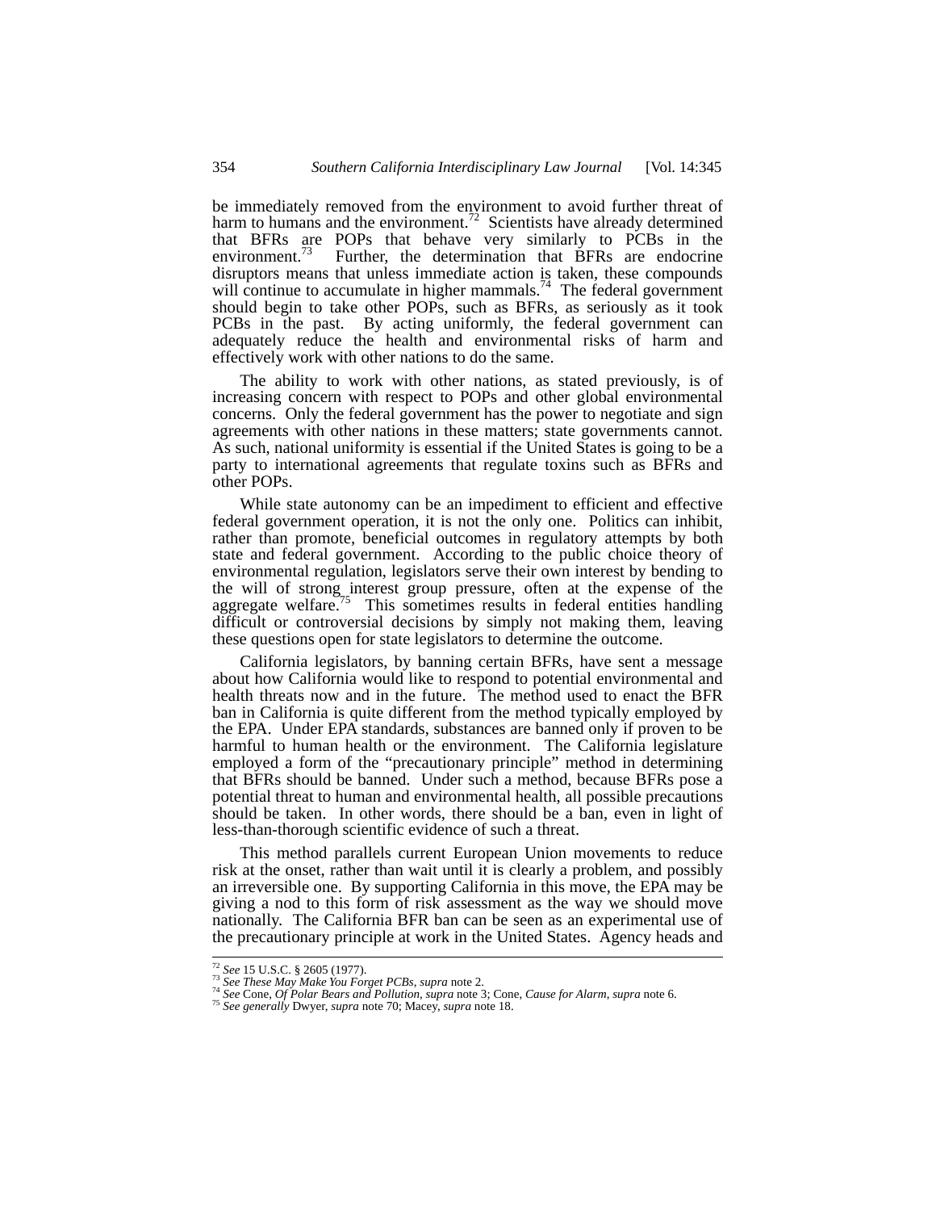be immediately removed from the environment to avoid further threat of harm to humans and the environment.[72] Scientists have already determined that BFRs are POPs that behave very similarly to PCBs in the environment.[73] Further, the determination that BFRs are endocrine disruptors means that unless immediate action is taken, these compounds will continue to accumulate in higher mammals.[74] The federal government should begin to take other POPs, such as BFRs, as seriously as it took PCBs in the past. By acting uniformly, the federal government can adequately reduce the health and environmental risks of harm and effectively work with other nations to do the same.

The ability to work with other nations, as stated previously, is of increasing concern with respect to POPs and other global environmental concerns. Only the federal government has the power to negotiate and sign agreements with other nations in these matters; state governments cannot. As such, national uniformity is essential if the United States is going to be a party to international agreements that regulate toxins such as BFRs and other POPs.

While state autonomy can be an impediment to efficient and effective federal government operation, it is not the only one. Politics can inhibit, rather than promote, beneficial outcomes in regulatory attempts by both state and federal government. According to the public choice theory of environmental regulation, legislators serve their own interest by bending to the will of strong interest group pressure, often at the expense of the aggregate welfare.[75] This sometimes results in federal entities handling difficult or controversial decisions by simply not making them, leaving these questions open for state legislators to determine the outcome.

California legislators, by banning certain BFRs, have sent a message about how California would like to respond to potential environmental and health threats now and in the future. The method used to enact the BFR ban in California is quite different from the method typically employed by the EPA. Under EPA standards, substances are banned only if proven to be harmful to human health or the environment. The California legislature employed a form of the "precautionary principle" method in determining that BFRs should be banned. Under such a method, because BFRs pose a potential threat to human and environmental health, all possible precautions should be taken. In other words, there should be a ban, even in light of less-than-thorough scientific evidence of such a threat.

This method parallels current European Union movements to reduce risk at the onset, rather than wait until it is clearly a problem, and possibly an irreversible one. By supporting California in this move, the EPA may be giving a nod to this form of risk assessment as the way we should move nationally. The California BFR ban can be seen as an experimental use of the precautionary principle at work in the United States. Agency heads and

---

[72] *See* 15 U.S.C. § 2605 (1977).

[73] *See These May Make You Forget PCBs*, *supra* note 2.

[74] *See* Cone, *Of Polar Bears and Pollution*, *supra* note 3; Cone, *Cause for Alarm*, *supra* note 6.

[75] *See generally* Dwyer, *supra* note 70; Macey, *supra* note 18.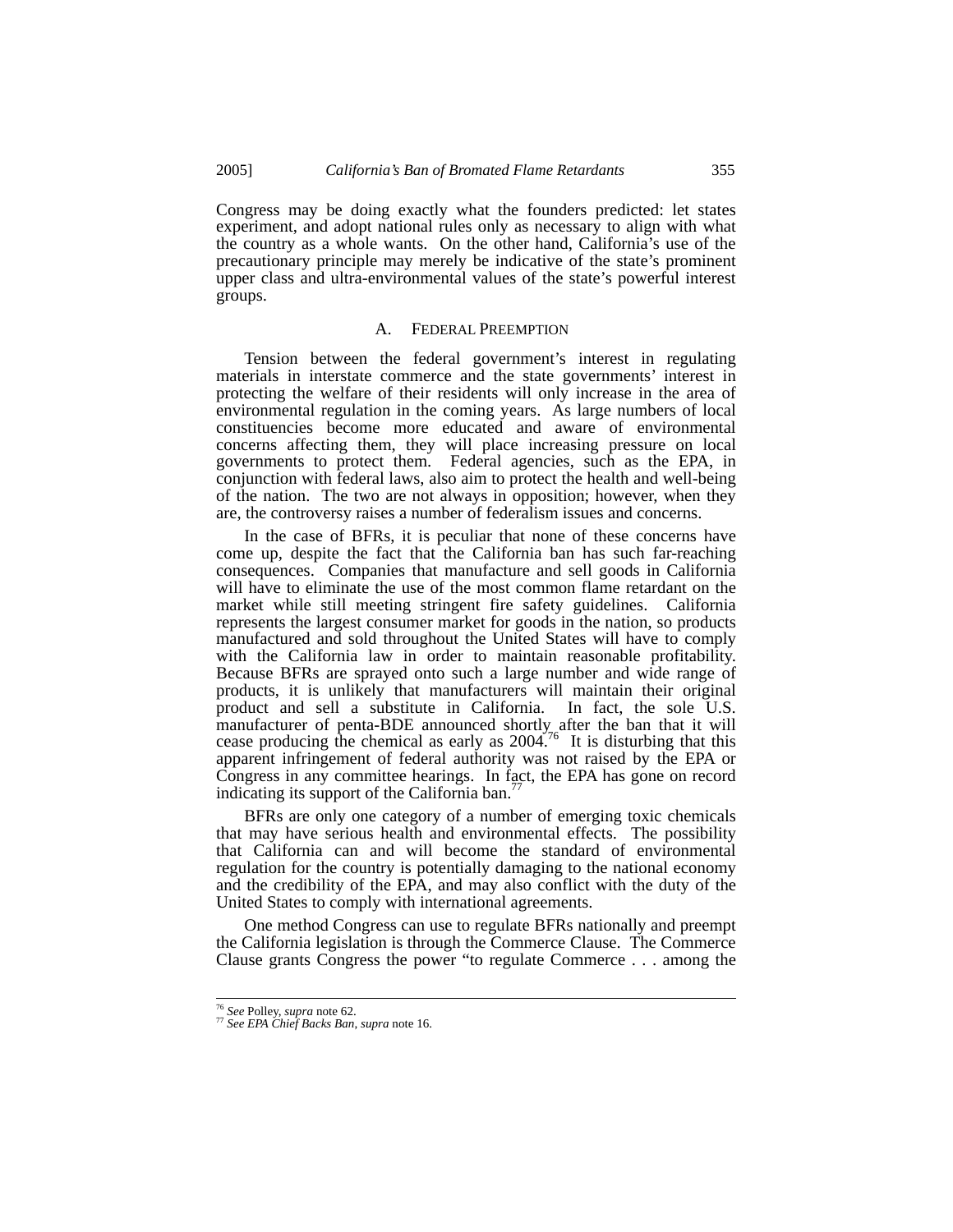Congress may be doing exactly what the founders predicted: let states experiment, and adopt national rules only as necessary to align with what the country as a whole wants. On the other hand, California's use of the precautionary principle may merely be indicative of the state's prominent upper class and ultra-environmental values of the state's powerful interest groups.

### A. FEDERAL PREEMPTION

Tension between the federal government's interest in regulating materials in interstate commerce and the state governments' interest in protecting the welfare of their residents will only increase in the area of environmental regulation in the coming years. As large numbers of local constituencies become more educated and aware of environmental concerns affecting them, they will place increasing pressure on local governments to protect them. Federal agencies, such as the EPA, in conjunction with federal laws, also aim to protect the health and well-being of the nation. The two are not always in opposition; however, when they are, the controversy raises a number of federalism issues and concerns.

In the case of BFRs, it is peculiar that none of these concerns have come up, despite the fact that the California ban has such far-reaching consequences. Companies that manufacture and sell goods in California will have to eliminate the use of the most common flame retardant on the market while still meeting stringent fire safety guidelines. California represents the largest consumer market for goods in the nation, so products manufactured and sold throughout the United States will have to comply with the California law in order to maintain reasonable profitability. Because BFRs are sprayed onto such a large number and wide range of products, it is unlikely that manufacturers will maintain their original product and sell a substitute in California. In fact, the sole U.S. manufacturer of penta-BDE announced shortly after the ban that it will cease producing the chemical as early as 2004.[76] It is disturbing that this apparent infringement of federal authority was not raised by the EPA or Congress in any committee hearings. In fact, the EPA has gone on record indicating its support of the California ban.[77]

BFRs are only one category of a number of emerging toxic chemicals that may have serious health and environmental effects. The possibility that California can and will become the standard of environmental regulation for the country is potentially damaging to the national economy and the credibility of the EPA, and may also conflict with the duty of the United States to comply with international agreements.

One method Congress can use to regulate BFRs nationally and preempt the California legislation is through the Commerce Clause. The Commerce Clause grants Congress the power "to regulate Commerce . . . among the

---

[76] *See* Polley, *supra* note 62.
[77] *See EPA Chief Backs Ban*, *supra* note 16.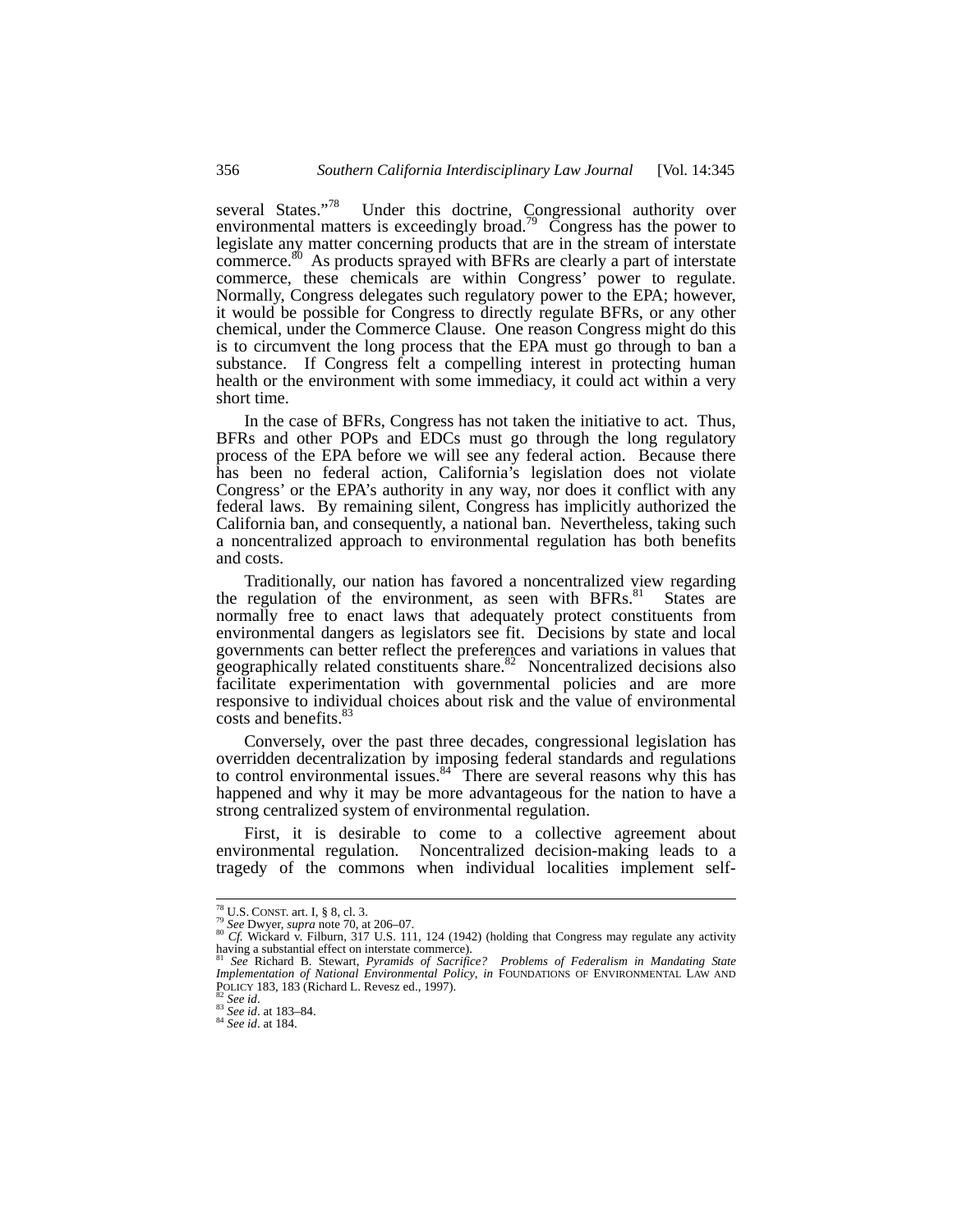several States."[78] Under this doctrine, Congressional authority over environmental matters is exceedingly broad.[79] Congress has the power to legislate any matter concerning products that are in the stream of interstate commerce.[80] As products sprayed with BFRs are clearly a part of interstate commerce, these chemicals are within Congress' power to regulate. Normally, Congress delegates such regulatory power to the EPA; however, it would be possible for Congress to directly regulate BFRs, or any other chemical, under the Commerce Clause. One reason Congress might do this is to circumvent the long process that the EPA must go through to ban a substance. If Congress felt a compelling interest in protecting human health or the environment with some immediacy, it could act within a very short time.

In the case of BFRs, Congress has not taken the initiative to act. Thus, BFRs and other POPs and EDCs must go through the long regulatory process of the EPA before we will see any federal action. Because there has been no federal action, California's legislation does not violate Congress' or the EPA's authority in any way, nor does it conflict with any federal laws. By remaining silent, Congress has implicitly authorized the California ban, and consequently, a national ban. Nevertheless, taking such a noncentralized approach to environmental regulation has both benefits and costs.

Traditionally, our nation has favored a noncentralized view regarding the regulation of the environment, as seen with BFRs.[81] States are normally free to enact laws that adequately protect constituents from environmental dangers as legislators see fit. Decisions by state and local governments can better reflect the preferences and variations in values that geographically related constituents share.[82] Noncentralized decisions also facilitate experimentation with governmental policies and are more responsive to individual choices about risk and the value of environmental costs and benefits.[83]

Conversely, over the past three decades, congressional legislation has overridden decentralization by imposing federal standards and regulations to control environmental issues.[84] There are several reasons why this has happened and why it may be more advantageous for the nation to have a strong centralized system of environmental regulation.

First, it is desirable to come to a collective agreement about environmental regulation. Noncentralized decision-making leads to a tragedy of the commons when individual localities implement self-

---

[78] U.S. CONST. art. I, § 8, cl. 3.

[79] *See* Dwyer, *supra* note 70, at 206–07.

[80] *Cf.* Wickard v. Filburn, 317 U.S. 111, 124 (1942) (holding that Congress may regulate any activity having a substantial effect on interstate commerce).

[81] *See* Richard B. Stewart, *Pyramids of Sacrifice? Problems of Federalism in Mandating State Implementation of National Environmental Policy*, *in* FOUNDATIONS OF ENVIRONMENTAL LAW AND POLICY 183, 183 (Richard L. Revesz ed., 1997).

[82] *See id*.

[83] *See id*. at 183–84.

[84] *See id*. at 184.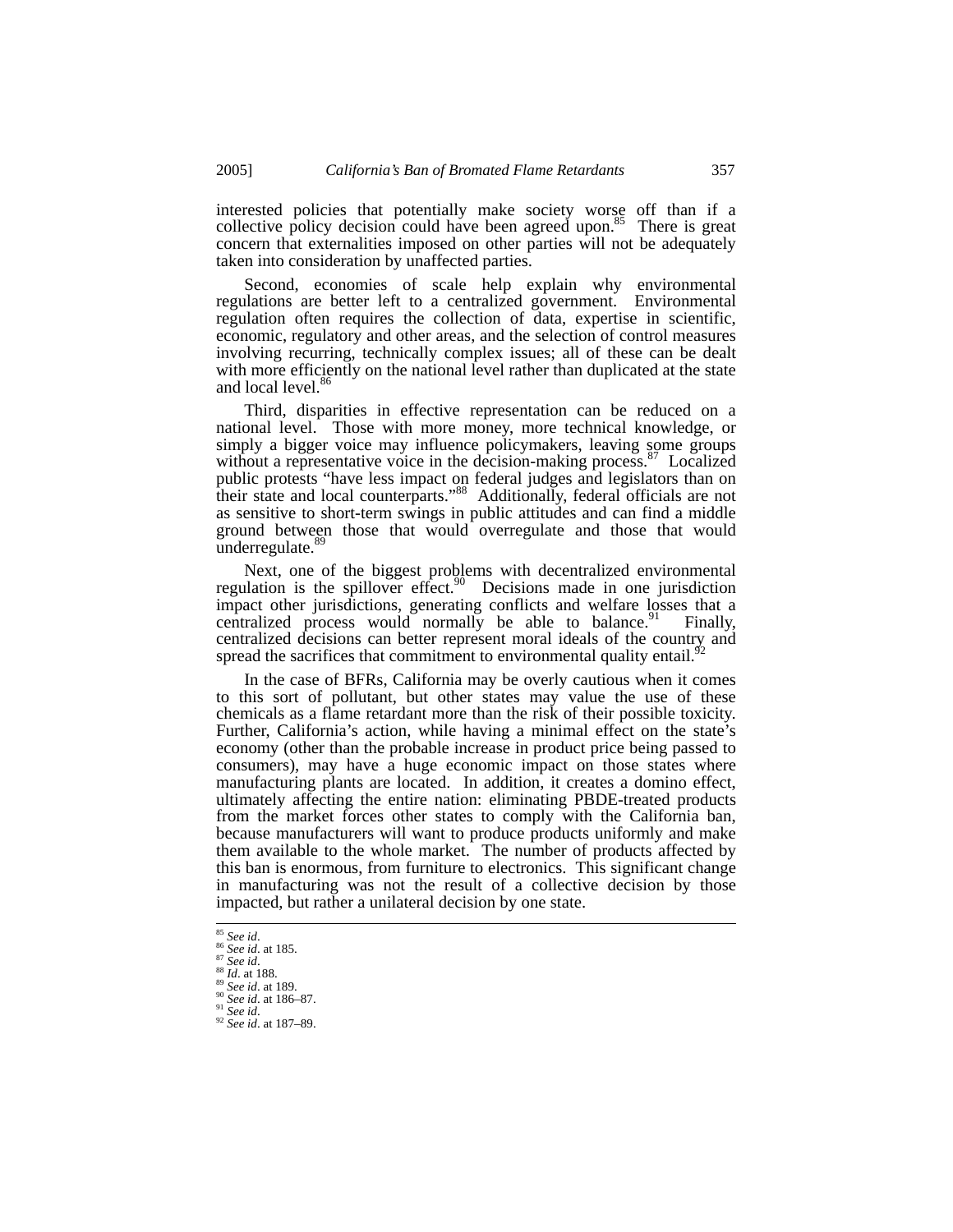interested policies that potentially make society worse off than if a collective policy decision could have been agreed upon.[85] There is great concern that externalities imposed on other parties will not be adequately taken into consideration by unaffected parties.

Second, economies of scale help explain why environmental regulations are better left to a centralized government. Environmental regulation often requires the collection of data, expertise in scientific, economic, regulatory and other areas, and the selection of control measures involving recurring, technically complex issues; all of these can be dealt with more efficiently on the national level rather than duplicated at the state and local level.[86]

Third, disparities in effective representation can be reduced on a national level. Those with more money, more technical knowledge, or simply a bigger voice may influence policymakers, leaving some groups without a representative voice in the decision-making process.[87] Localized public protests "have less impact on federal judges and legislators than on their state and local counterparts."[88] Additionally, federal officials are not as sensitive to short-term swings in public attitudes and can find a middle ground between those that would overregulate and those that would underregulate.[89]

Next, one of the biggest problems with decentralized environmental regulation is the spillover effect.[90] Decisions made in one jurisdiction impact other jurisdictions, generating conflicts and welfare losses that a centralized process would normally be able to balance.[91] Finally, centralized decisions can better represent moral ideals of the country and spread the sacrifices that commitment to environmental quality entail.[92]

In the case of BFRs, California may be overly cautious when it comes to this sort of pollutant, but other states may value the use of these chemicals as a flame retardant more than the risk of their possible toxicity. Further, California's action, while having a minimal effect on the state's economy (other than the probable increase in product price being passed to consumers), may have a huge economic impact on those states where manufacturing plants are located. In addition, it creates a domino effect, ultimately affecting the entire nation: eliminating PBDE-treated products from the market forces other states to comply with the California ban, because manufacturers will want to produce products uniformly and make them available to the whole market. The number of products affected by this ban is enormous, from furniture to electronics. This significant change in manufacturing was not the result of a collective decision by those impacted, but rather a unilateral decision by one state.

---

[85] *See id*.
[86] *See id*. at 185.
[87] *See id*.
[88] *Id*. at 188.
[89] *See id*. at 189.
[90] *See id*. at 186–87.
[91] *See id*.
[92] *See id*. at 187–89.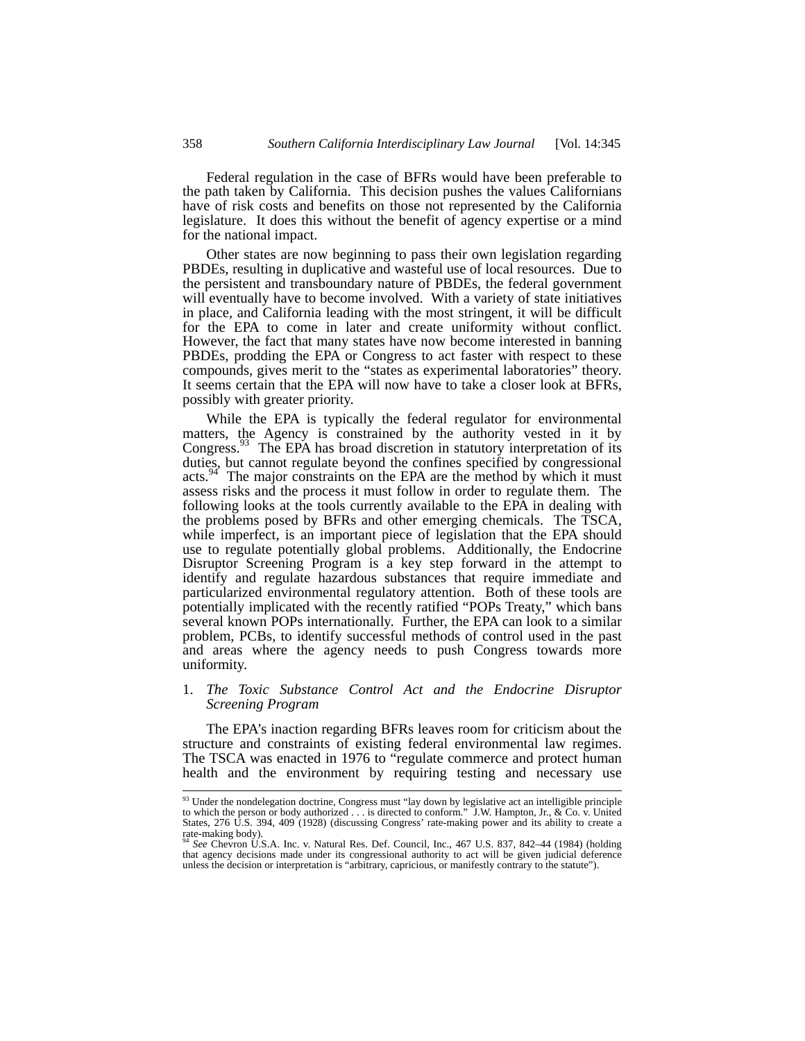Federal regulation in the case of BFRs would have been preferable to the path taken by California. This decision pushes the values Californians have of risk costs and benefits on those not represented by the California legislature. It does this without the benefit of agency expertise or a mind for the national impact.

Other states are now beginning to pass their own legislation regarding PBDEs, resulting in duplicative and wasteful use of local resources. Due to the persistent and transboundary nature of PBDEs, the federal government will eventually have to become involved. With a variety of state initiatives in place, and California leading with the most stringent, it will be difficult for the EPA to come in later and create uniformity without conflict. However, the fact that many states have now become interested in banning PBDEs, prodding the EPA or Congress to act faster with respect to these compounds, gives merit to the "states as experimental laboratories" theory. It seems certain that the EPA will now have to take a closer look at BFRs, possibly with greater priority.

While the EPA is typically the federal regulator for environmental matters, the Agency is constrained by the authority vested in it by Congress.[93] The EPA has broad discretion in statutory interpretation of its duties, but cannot regulate beyond the confines specified by congressional acts.[94] The major constraints on the EPA are the method by which it must assess risks and the process it must follow in order to regulate them. The following looks at the tools currently available to the EPA in dealing with the problems posed by BFRs and other emerging chemicals. The TSCA, while imperfect, is an important piece of legislation that the EPA should use to regulate potentially global problems. Additionally, the Endocrine Disruptor Screening Program is a key step forward in the attempt to identify and regulate hazardous substances that require immediate and particularized environmental regulatory attention. Both of these tools are potentially implicated with the recently ratified "POPs Treaty," which bans several known POPs internationally. Further, the EPA can look to a similar problem, PCBs, to identify successful methods of control used in the past and areas where the agency needs to push Congress towards more uniformity.

### 1. *The Toxic Substance Control Act and the Endocrine Disruptor Screening Program*

The EPA's inaction regarding BFRs leaves room for criticism about the structure and constraints of existing federal environmental law regimes. The TSCA was enacted in 1976 to "regulate commerce and protect human health and the environment by requiring testing and necessary use

---

[93] Under the nondelegation doctrine, Congress must "lay down by legislative act an intelligible principle to which the person or body authorized . . . is directed to conform." J.W. Hampton, Jr., & Co. v. United States, 276 U.S. 394, 409 (1928) (discussing Congress' rate-making power and its ability to create a rate-making body).

[94] *See* Chevron U.S.A. Inc. v. Natural Res. Def. Council, Inc., 467 U.S. 837, 842–44 (1984) (holding that agency decisions made under its congressional authority to act will be given judicial deference unless the decision or interpretation is "arbitrary, capricious, or manifestly contrary to the statute").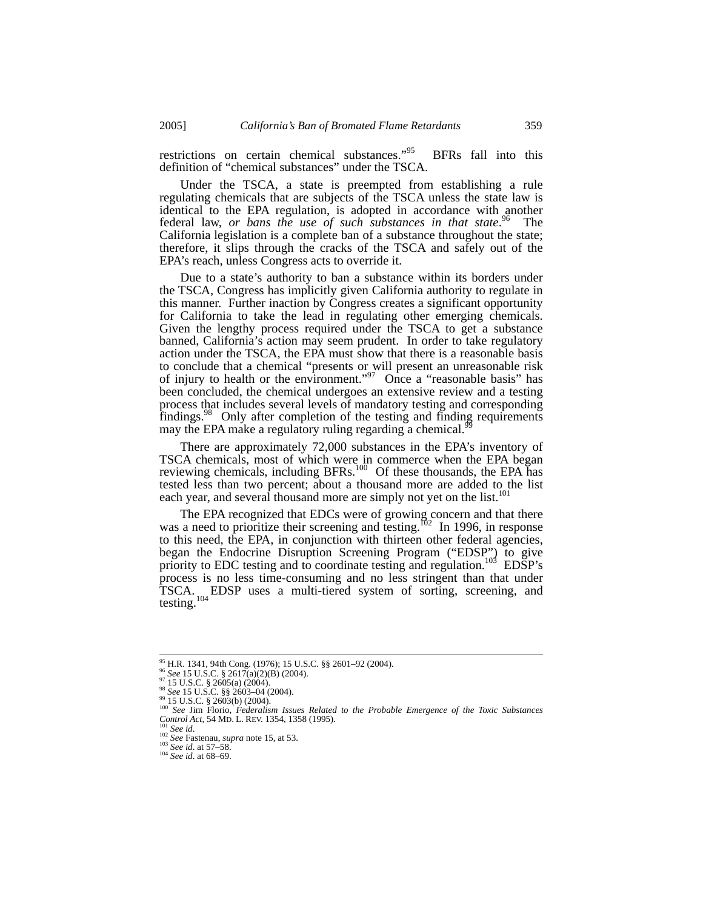restrictions on certain chemical substances."[95] BFRs fall into this definition of "chemical substances" under the TSCA.

Under the TSCA, a state is preempted from establishing a rule regulating chemicals that are subjects of the TSCA unless the state law is identical to the EPA regulation, is adopted in accordance with another federal law, *or bans the use of such substances in that state*.[96] The California legislation is a complete ban of a substance throughout the state; therefore, it slips through the cracks of the TSCA and safely out of the EPA's reach, unless Congress acts to override it.

Due to a state's authority to ban a substance within its borders under the TSCA, Congress has implicitly given California authority to regulate in this manner. Further inaction by Congress creates a significant opportunity for California to take the lead in regulating other emerging chemicals. Given the lengthy process required under the TSCA to get a substance banned, California's action may seem prudent. In order to take regulatory action under the TSCA, the EPA must show that there is a reasonable basis to conclude that a chemical "presents or will present an unreasonable risk of injury to health or the environment."[97] Once a "reasonable basis" has been concluded, the chemical undergoes an extensive review and a testing process that includes several levels of mandatory testing and corresponding findings.[98] Only after completion of the testing and finding requirements may the EPA make a regulatory ruling regarding a chemical.[99]

There are approximately 72,000 substances in the EPA's inventory of TSCA chemicals, most of which were in commerce when the EPA began reviewing chemicals, including BFRs.[100] Of these thousands, the EPA has tested less than two percent; about a thousand more are added to the list each year, and several thousand more are simply not yet on the list.[101]

The EPA recognized that EDCs were of growing concern and that there was a need to prioritize their screening and testing.[102] In 1996, in response to this need, the EPA, in conjunction with thirteen other federal agencies, began the Endocrine Disruption Screening Program ("EDSP") to give priority to EDC testing and to coordinate testing and regulation.[103] EDSP's process is no less time-consuming and no less stringent than that under TSCA. EDSP uses a multi-tiered system of sorting, screening, and testing.[104]

---

[95] H.R. 1341, 94th Cong. (1976); 15 U.S.C. §§ 2601–92 (2004).
[96] *See* 15 U.S.C. § 2617(a)(2)(B) (2004).
[97] 15 U.S.C. § 2605(a) (2004).
[98] *See* 15 U.S.C. §§ 2603–04 (2004).
[99] 15 U.S.C. § 2603(b) (2004).
[100] *See* Jim Florio, *Federalism Issues Related to the Probable Emergence of the Toxic Substances Control Act*, 54 MD. L. REV. 1354, 1358 (1995).
[101] *See id*.
[102] *See* Fastenau, *supra* note 15, at 53.
[103] *See id*. at 57–58.
[104] *See id*. at 68–69.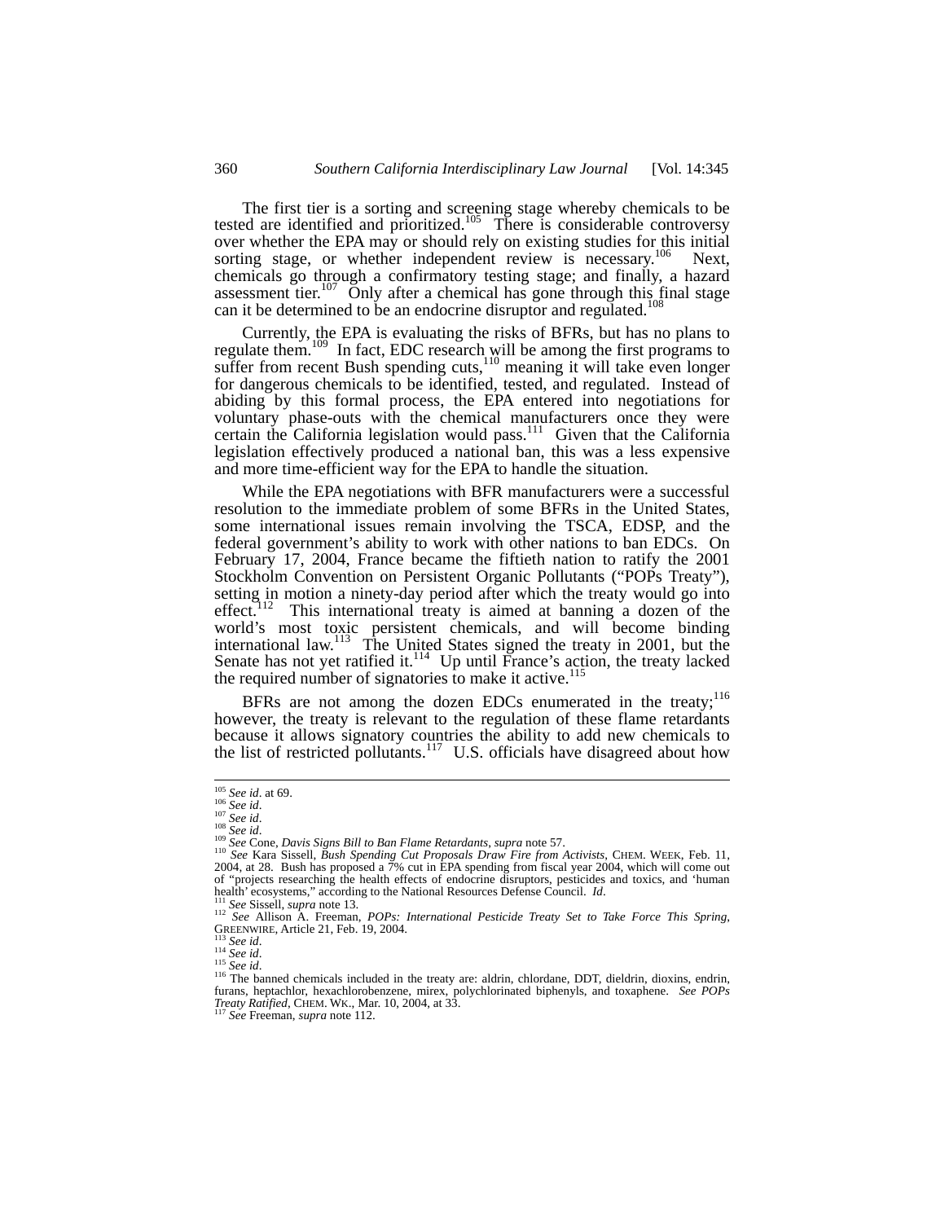The first tier is a sorting and screening stage whereby chemicals to be tested are identified and prioritized.[105] There is considerable controversy over whether the EPA may or should rely on existing studies for this initial sorting stage, or whether independent review is necessary.[106] Next, chemicals go through a confirmatory testing stage; and finally, a hazard assessment tier.[107] Only after a chemical has gone through this final stage can it be determined to be an endocrine disruptor and regulated.[108]

Currently, the EPA is evaluating the risks of BFRs, but has no plans to regulate them.[109] In fact, EDC research will be among the first programs to suffer from recent Bush spending cuts,[110] meaning it will take even longer for dangerous chemicals to be identified, tested, and regulated. Instead of abiding by this formal process, the EPA entered into negotiations for voluntary phase-outs with the chemical manufacturers once they were certain the California legislation would pass.[111] Given that the California legislation effectively produced a national ban, this was a less expensive and more time-efficient way for the EPA to handle the situation.

While the EPA negotiations with BFR manufacturers were a successful resolution to the immediate problem of some BFRs in the United States, some international issues remain involving the TSCA, EDSP, and the federal government's ability to work with other nations to ban EDCs. On February 17, 2004, France became the fiftieth nation to ratify the 2001 Stockholm Convention on Persistent Organic Pollutants ("POPs Treaty"), setting in motion a ninety-day period after which the treaty would go into effect.[112] This international treaty is aimed at banning a dozen of the world's most toxic persistent chemicals, and will become binding international law.[113] The United States signed the treaty in 2001, but the Senate has not yet ratified it.[114] Up until France's action, the treaty lacked the required number of signatories to make it active.[115]

BFRs are not among the dozen EDCs enumerated in the treaty;[116] however, the treaty is relevant to the regulation of these flame retardants because it allows signatory countries the ability to add new chemicals to the list of restricted pollutants.[117] U.S. officials have disagreed about how

---

[105] *See id*. at 69.
[106] *See id*.
[107] *See id*.
[108] *See id*.
[109] *See* Cone, *Davis Signs Bill to Ban Flame Retardants*, *supra* note 57.
[110] *See* Kara Sissell, *Bush Spending Cut Proposals Draw Fire from Activists*, CHEM. WEEK, Feb. 11, 2004, at 28. Bush has proposed a 7% cut in EPA spending from fiscal year 2004, which will come out of "projects researching the health effects of endocrine disruptors, pesticides and toxics, and 'human health' ecosystems," according to the National Resources Defense Council. *Id*.
[111] *See* Sissell, *supra* note 13.
[112] *See* Allison A. Freeman, *POPs: International Pesticide Treaty Set to Take Force This Spring*, GREENWIRE, Article 21, Feb. 19, 2004.
[113] *See id*.
[114] *See id*.
[115] *See id*.
[116] The banned chemicals included in the treaty are: aldrin, chlordane, DDT, dieldrin, dioxins, endrin, furans, heptachlor, hexachlorobenzene, mirex, polychlorinated biphenyls, and toxaphene. *See POPs Treaty Ratified*, CHEM. WK., Mar. 10, 2004, at 33.
[117] *See* Freeman, *supra* note 112.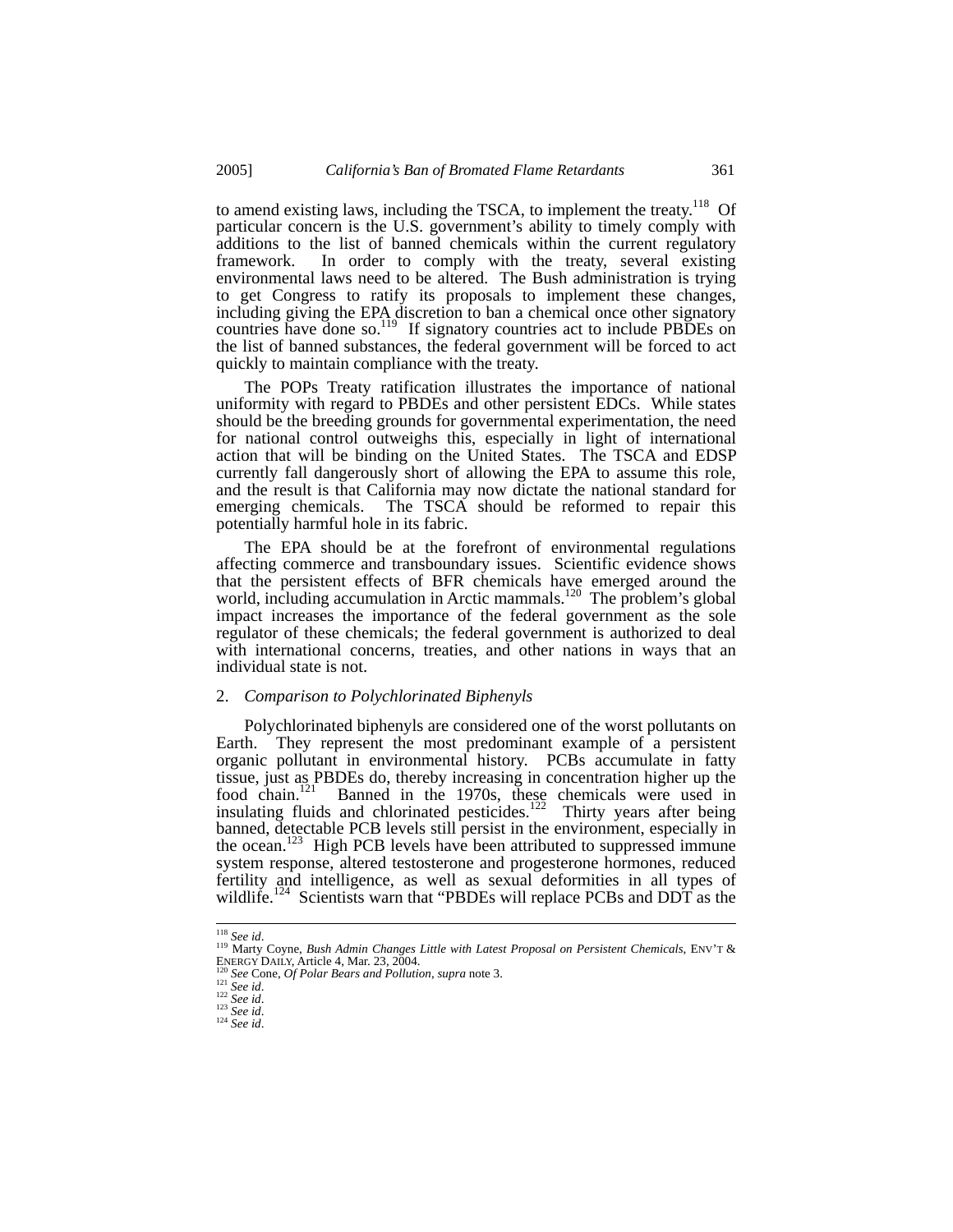to amend existing laws, including the TSCA, to implement the treaty.[118] Of particular concern is the U.S. government's ability to timely comply with additions to the list of banned chemicals within the current regulatory framework. In order to comply with the treaty, several existing environmental laws need to be altered. The Bush administration is trying to get Congress to ratify its proposals to implement these changes, including giving the EPA discretion to ban a chemical once other signatory countries have done so.[119] If signatory countries act to include PBDEs on the list of banned substances, the federal government will be forced to act quickly to maintain compliance with the treaty.

The POPs Treaty ratification illustrates the importance of national uniformity with regard to PBDEs and other persistent EDCs. While states should be the breeding grounds for governmental experimentation, the need for national control outweighs this, especially in light of international action that will be binding on the United States. The TSCA and EDSP currently fall dangerously short of allowing the EPA to assume this role, and the result is that California may now dictate the national standard for emerging chemicals. The TSCA should be reformed to repair this potentially harmful hole in its fabric.

The EPA should be at the forefront of environmental regulations affecting commerce and transboundary issues. Scientific evidence shows that the persistent effects of BFR chemicals have emerged around the world, including accumulation in Arctic mammals.[120] The problem's global impact increases the importance of the federal government as the sole regulator of these chemicals; the federal government is authorized to deal with international concerns, treaties, and other nations in ways that an individual state is not.

### 2. *Comparison to Polychlorinated Biphenyls*

Polychlorinated biphenyls are considered one of the worst pollutants on Earth. They represent the most predominant example of a persistent organic pollutant in environmental history. PCBs accumulate in fatty tissue, just as PBDEs do, thereby increasing in concentration higher up the food chain.[121] Banned in the 1970s, these chemicals were used in insulating fluids and chlorinated pesticides.[122] Thirty years after being banned, detectable PCB levels still persist in the environment, especially in the ocean.[123] High PCB levels have been attributed to suppressed immune system response, altered testosterone and progesterone hormones, reduced fertility and intelligence, as well as sexual deformities in all types of wildlife.[124] Scientists warn that "PBDEs will replace PCBs and DDT as the

---

[118] *See id*.
[119] Marty Coyne, *Bush Admin Changes Little with Latest Proposal on Persistent Chemicals*, ENV'T & ENERGY DAILY, Article 4, Mar. 23, 2004.
[120] *See* Cone, *Of Polar Bears and Pollution*, *supra* note 3.
[121] *See id*.
[122] *See id*.
[123] *See id*.
[124] *See id*.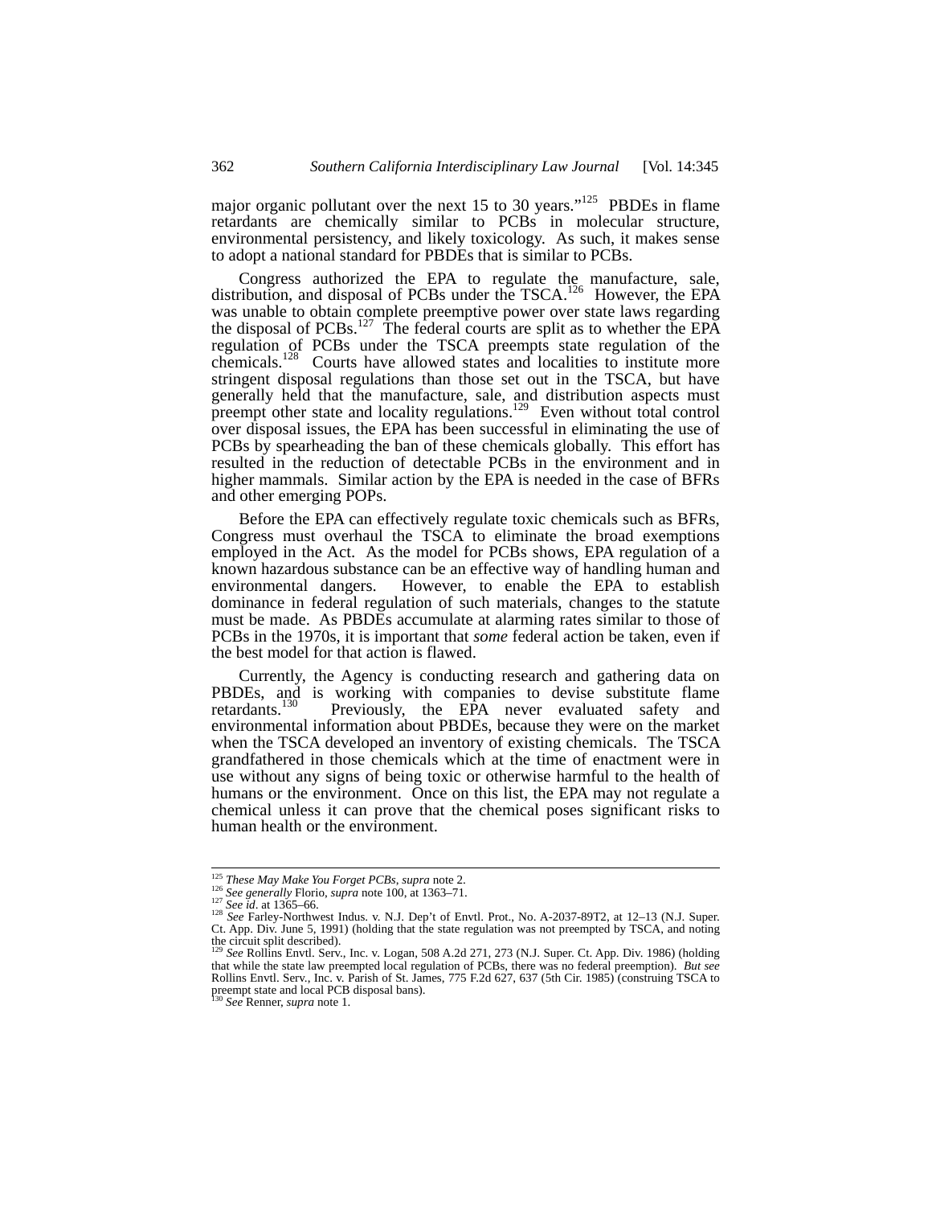major organic pollutant over the next 15 to 30 years."[125] PBDEs in flame retardants are chemically similar to PCBs in molecular structure, environmental persistency, and likely toxicology. As such, it makes sense to adopt a national standard for PBDEs that is similar to PCBs.

Congress authorized the EPA to regulate the manufacture, sale, distribution, and disposal of PCBs under the TSCA.[126] However, the EPA was unable to obtain complete preemptive power over state laws regarding the disposal of PCBs.[127] The federal courts are split as to whether the EPA regulation of PCBs under the TSCA preempts state regulation of the chemicals.[128] Courts have allowed states and localities to institute more stringent disposal regulations than those set out in the TSCA, but have generally held that the manufacture, sale, and distribution aspects must preempt other state and locality regulations.[129] Even without total control over disposal issues, the EPA has been successful in eliminating the use of PCBs by spearheading the ban of these chemicals globally. This effort has resulted in the reduction of detectable PCBs in the environment and in higher mammals. Similar action by the EPA is needed in the case of BFRs and other emerging POPs.

Before the EPA can effectively regulate toxic chemicals such as BFRs, Congress must overhaul the TSCA to eliminate the broad exemptions employed in the Act. As the model for PCBs shows, EPA regulation of a known hazardous substance can be an effective way of handling human and environmental dangers. However, to enable the EPA to establish dominance in federal regulation of such materials, changes to the statute must be made. As PBDEs accumulate at alarming rates similar to those of PCBs in the 1970s, it is important that *some* federal action be taken, even if the best model for that action is flawed.

Currently, the Agency is conducting research and gathering data on PBDEs, and is working with companies to devise substitute flame retardants.[130] Previously, the EPA never evaluated safety and environmental information about PBDEs, because they were on the market when the TSCA developed an inventory of existing chemicals. The TSCA grandfathered in those chemicals which at the time of enactment were in use without any signs of being toxic or otherwise harmful to the health of humans or the environment. Once on this list, the EPA may not regulate a chemical unless it can prove that the chemical poses significant risks to human health or the environment.

---

[125] *These May Make You Forget PCBs*, *supra* note 2.

[126] *See generally* Florio, *supra* note 100, at 1363–71.

[127] *See id*. at 1365–66.

[128] *See* Farley-Northwest Indus. v. N.J. Dep't of Envtl. Prot., No. A-2037-89T2, at 12–13 (N.J. Super. Ct. App. Div. June 5, 1991) (holding that the state regulation was not preempted by TSCA, and noting the circuit split described).

[129] *See* Rollins Envtl. Serv., Inc. v. Logan, 508 A.2d 271, 273 (N.J. Super. Ct. App. Div. 1986) (holding that while the state law preempted local regulation of PCBs, there was no federal preemption). *But see* Rollins Envtl. Serv., Inc. v. Parish of St. James, 775 F.2d 627, 637 (5th Cir. 1985) (construing TSCA to preempt state and local PCB disposal bans).

[130] *See* Renner, *supra* note 1.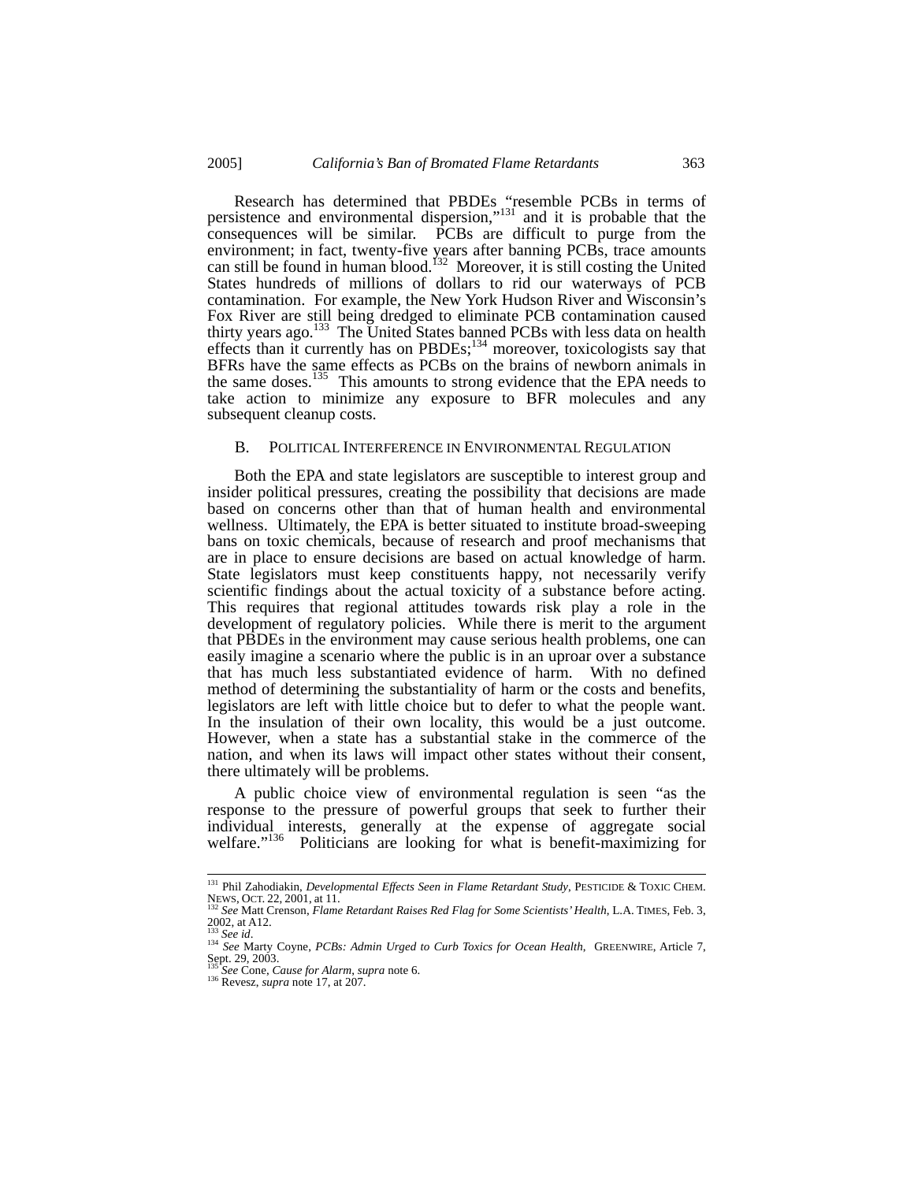Research has determined that PBDEs "resemble PCBs in terms of persistence and environmental dispersion,"[131] and it is probable that the consequences will be similar. PCBs are difficult to purge from the environment; in fact, twenty-five years after banning PCBs, trace amounts can still be found in human blood.[132] Moreover, it is still costing the United States hundreds of millions of dollars to rid our waterways of PCB contamination. For example, the New York Hudson River and Wisconsin's Fox River are still being dredged to eliminate PCB contamination caused thirty years ago.[133] The United States banned PCBs with less data on health effects than it currently has on PBDEs;[134] moreover, toxicologists say that BFRs have the same effects as PCBs on the brains of newborn animals in the same doses.[135] This amounts to strong evidence that the EPA needs to take action to minimize any exposure to BFR molecules and any subsequent cleanup costs.

### B. POLITICAL INTERFERENCE IN ENVIRONMENTAL REGULATION

Both the EPA and state legislators are susceptible to interest group and insider political pressures, creating the possibility that decisions are made based on concerns other than that of human health and environmental wellness. Ultimately, the EPA is better situated to institute broad-sweeping bans on toxic chemicals, because of research and proof mechanisms that are in place to ensure decisions are based on actual knowledge of harm. State legislators must keep constituents happy, not necessarily verify scientific findings about the actual toxicity of a substance before acting. This requires that regional attitudes towards risk play a role in the development of regulatory policies. While there is merit to the argument that PBDEs in the environment may cause serious health problems, one can easily imagine a scenario where the public is in an uproar over a substance that has much less substantiated evidence of harm. With no defined method of determining the substantiality of harm or the costs and benefits, legislators are left with little choice but to defer to what the people want. In the insulation of their own locality, this would be a just outcome. However, when a state has a substantial stake in the commerce of the nation, and when its laws will impact other states without their consent, there ultimately will be problems.

A public choice view of environmental regulation is seen "as the response to the pressure of powerful groups that seek to further their individual interests, generally at the expense of aggregate social welfare."[136] Politicians are looking for what is benefit-maximizing for

---

[131] Phil Zahodiakin, *Developmental Effects Seen in Flame Retardant Study*, PESTICIDE & TOXIC CHEM. NEWS, OCT. 22, 2001, at 11.

[132] *See* Matt Crenson, *Flame Retardant Raises Red Flag for Some Scientists' Health*, L.A. TIMES, Feb. 3, 2002, at A12.

[133] *See id*.

[134] *See* Marty Coyne, *PCBs: Admin Urged to Curb Toxics for Ocean Health*, GREENWIRE, Article 7, Sept. 29, 2003.

[135] *See* Cone, *Cause for Alarm*, *supra* note 6.

[136] Revesz, *supra* note 17, at 207.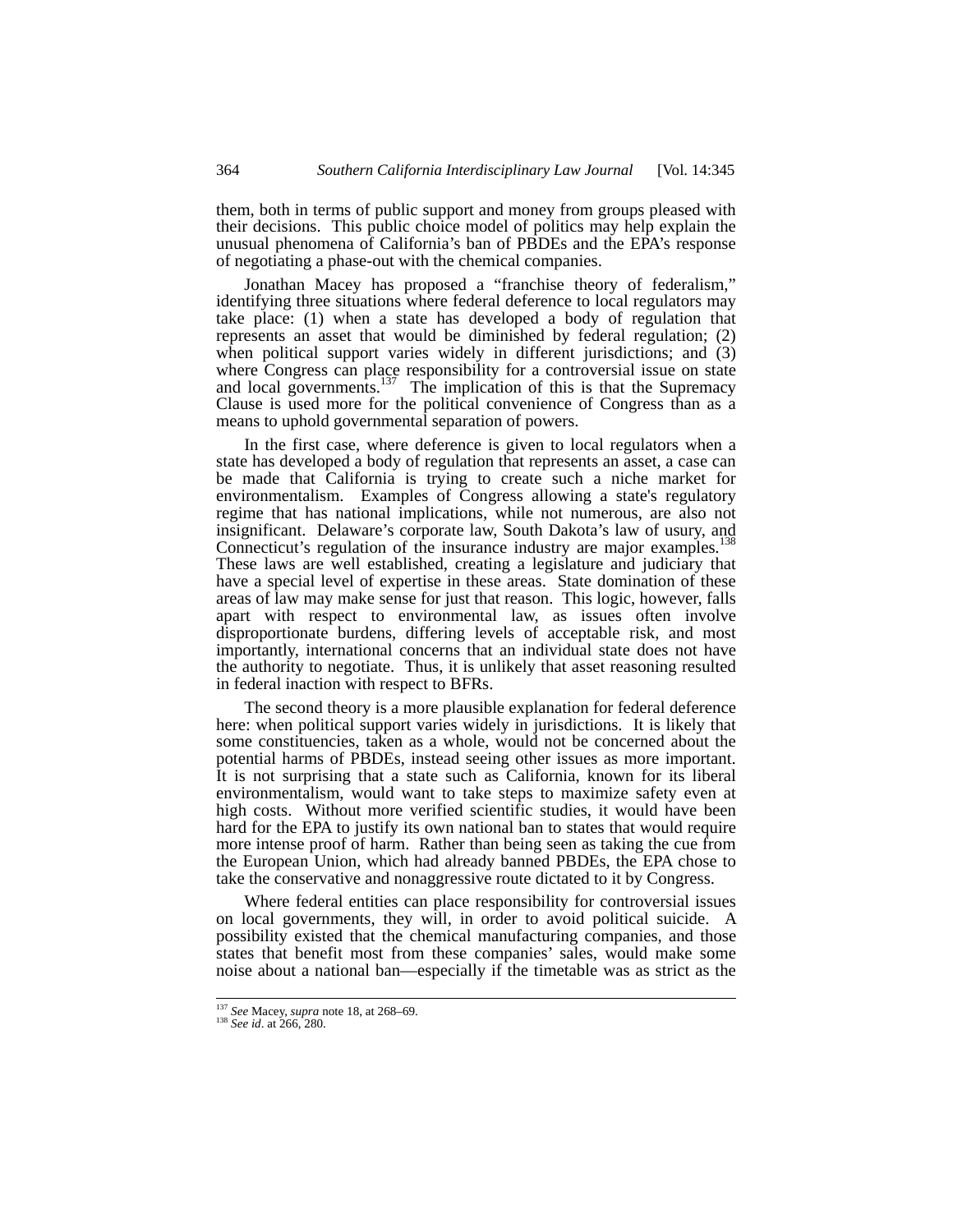them, both in terms of public support and money from groups pleased with their decisions. This public choice model of politics may help explain the unusual phenomena of California's ban of PBDEs and the EPA's response of negotiating a phase-out with the chemical companies.

Jonathan Macey has proposed a "franchise theory of federalism," identifying three situations where federal deference to local regulators may take place: (1) when a state has developed a body of regulation that represents an asset that would be diminished by federal regulation; (2) when political support varies widely in different jurisdictions; and (3) where Congress can place responsibility for a controversial issue on state and local governments.[137] The implication of this is that the Supremacy Clause is used more for the political convenience of Congress than as a means to uphold governmental separation of powers.

In the first case, where deference is given to local regulators when a state has developed a body of regulation that represents an asset, a case can be made that California is trying to create such a niche market for environmentalism. Examples of Congress allowing a state's regulatory regime that has national implications, while not numerous, are also not insignificant. Delaware's corporate law, South Dakota's law of usury, and Connecticut's regulation of the insurance industry are major examples.[138] These laws are well established, creating a legislature and judiciary that have a special level of expertise in these areas. State domination of these areas of law may make sense for just that reason. This logic, however, falls apart with respect to environmental law, as issues often involve disproportionate burdens, differing levels of acceptable risk, and most importantly, international concerns that an individual state does not have the authority to negotiate. Thus, it is unlikely that asset reasoning resulted in federal inaction with respect to BFRs.

The second theory is a more plausible explanation for federal deference here: when political support varies widely in jurisdictions. It is likely that some constituencies, taken as a whole, would not be concerned about the potential harms of PBDEs, instead seeing other issues as more important. It is not surprising that a state such as California, known for its liberal environmentalism, would want to take steps to maximize safety even at high costs. Without more verified scientific studies, it would have been hard for the EPA to justify its own national ban to states that would require more intense proof of harm. Rather than being seen as taking the cue from the European Union, which had already banned PBDEs, the EPA chose to take the conservative and nonaggressive route dictated to it by Congress.

Where federal entities can place responsibility for controversial issues on local governments, they will, in order to avoid political suicide. A possibility existed that the chemical manufacturing companies, and those states that benefit most from these companies' sales, would make some noise about a national ban—especially if the timetable was as strict as the

---

[137] *See* Macey, *supra* note 18, at 268–69.

[138] *See id*. at 266, 280.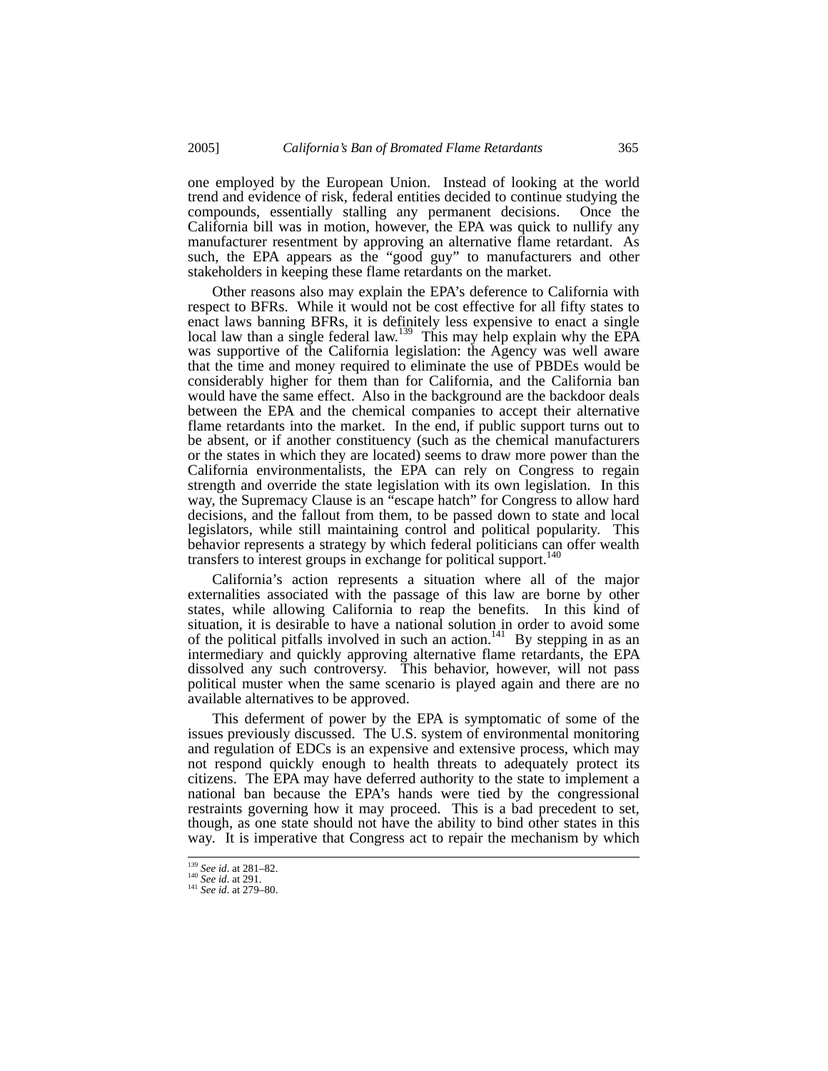one employed by the European Union. Instead of looking at the world trend and evidence of risk, federal entities decided to continue studying the compounds, essentially stalling any permanent decisions. Once the California bill was in motion, however, the EPA was quick to nullify any manufacturer resentment by approving an alternative flame retardant. As such, the EPA appears as the "good guy" to manufacturers and other stakeholders in keeping these flame retardants on the market.

Other reasons also may explain the EPA's deference to California with respect to BFRs. While it would not be cost effective for all fifty states to enact laws banning BFRs, it is definitely less expensive to enact a single local law than a single federal law.[139] This may help explain why the EPA was supportive of the California legislation: the Agency was well aware that the time and money required to eliminate the use of PBDEs would be considerably higher for them than for California, and the California ban would have the same effect. Also in the background are the backdoor deals between the EPA and the chemical companies to accept their alternative flame retardants into the market. In the end, if public support turns out to be absent, or if another constituency (such as the chemical manufacturers or the states in which they are located) seems to draw more power than the California environmentalists, the EPA can rely on Congress to regain strength and override the state legislation with its own legislation. In this way, the Supremacy Clause is an "escape hatch" for Congress to allow hard decisions, and the fallout from them, to be passed down to state and local legislators, while still maintaining control and political popularity. This behavior represents a strategy by which federal politicians can offer wealth transfers to interest groups in exchange for political support.[140]

California's action represents a situation where all of the major externalities associated with the passage of this law are borne by other states, while allowing California to reap the benefits. In this kind of situation, it is desirable to have a national solution in order to avoid some of the political pitfalls involved in such an action.[141] By stepping in as an intermediary and quickly approving alternative flame retardants, the EPA dissolved any such controversy. This behavior, however, will not pass political muster when the same scenario is played again and there are no available alternatives to be approved.

This deferment of power by the EPA is symptomatic of some of the issues previously discussed. The U.S. system of environmental monitoring and regulation of EDCs is an expensive and extensive process, which may not respond quickly enough to health threats to adequately protect its citizens. The EPA may have deferred authority to the state to implement a national ban because the EPA's hands were tied by the congressional restraints governing how it may proceed. This is a bad precedent to set, though, as one state should not have the ability to bind other states in this way. It is imperative that Congress act to repair the mechanism by which

[139] *See id*. at 281–82.
[140] *See id*. at 291.
[141] *See id*. at 279–80.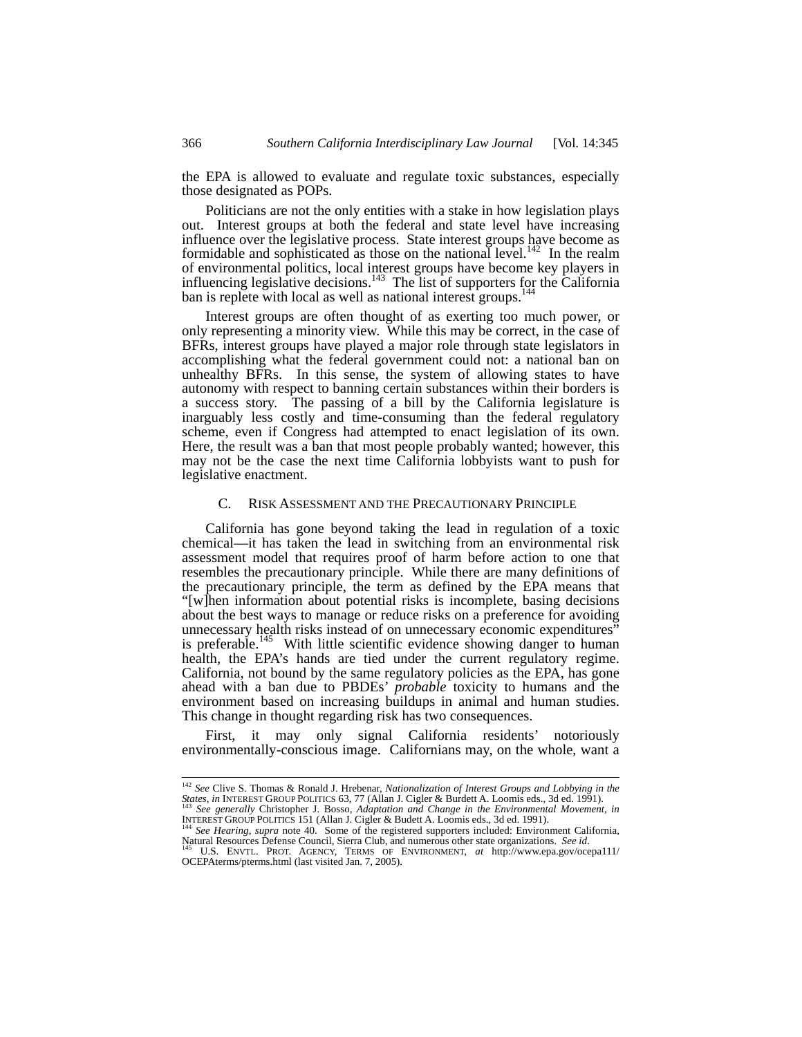the EPA is allowed to evaluate and regulate toxic substances, especially those designated as POPs.

Politicians are not the only entities with a stake in how legislation plays out. Interest groups at both the federal and state level have increasing influence over the legislative process. State interest groups have become as formidable and sophisticated as those on the national level.[142] In the realm of environmental politics, local interest groups have become key players in influencing legislative decisions.[143] The list of supporters for the California ban is replete with local as well as national interest groups.[144]

Interest groups are often thought of as exerting too much power, or only representing a minority view. While this may be correct, in the case of BFRs, interest groups have played a major role through state legislators in accomplishing what the federal government could not: a national ban on unhealthy BFRs. In this sense, the system of allowing states to have autonomy with respect to banning certain substances within their borders is a success story. The passing of a bill by the California legislature is inarguably less costly and time-consuming than the federal regulatory scheme, even if Congress had attempted to enact legislation of its own. Here, the result was a ban that most people probably wanted; however, this may not be the case the next time California lobbyists want to push for legislative enactment.

### C. RISK ASSESSMENT AND THE PRECAUTIONARY PRINCIPLE

California has gone beyond taking the lead in regulation of a toxic chemical—it has taken the lead in switching from an environmental risk assessment model that requires proof of harm before action to one that resembles the precautionary principle. While there are many definitions of the precautionary principle, the term as defined by the EPA means that "[w]hen information about potential risks is incomplete, basing decisions about the best ways to manage or reduce risks on a preference for avoiding unnecessary health risks instead of on unnecessary economic expenditures" is preferable.[145] With little scientific evidence showing danger to human health, the EPA's hands are tied under the current regulatory regime. California, not bound by the same regulatory policies as the EPA, has gone ahead with a ban due to PBDEs' *probable* toxicity to humans and the environment based on increasing buildups in animal and human studies. This change in thought regarding risk has two consequences.

First, it may only signal California residents' notoriously environmentally-conscious image. Californians may, on the whole, want a

---

[142] *See* Clive S. Thomas & Ronald J. Hrebenar, *Nationalization of Interest Groups and Lobbying in the States*, *in* INTEREST GROUP POLITICS 63, 77 (Allan J. Cigler & Burdett A. Loomis eds., 3d ed. 1991).

[143] *See generally* Christopher J. Bosso, *Adaptation and Change in the Environmental Movement*, *in* INTEREST GROUP POLITICS 151 (Allan J. Cigler & Budett A. Loomis eds., 3d ed. 1991).

[144] *See Hearing*, *supra* note 40. Some of the registered supporters included: Environment California, Natural Resources Defense Council, Sierra Club, and numerous other state organizations. *See id*.

[145] U.S. ENVTL. PROT. AGENCY, TERMS OF ENVIRONMENT, *at* http://www.epa.gov/ocepa111/OCEPAterms/pterms.html (last visited Jan. 7, 2005).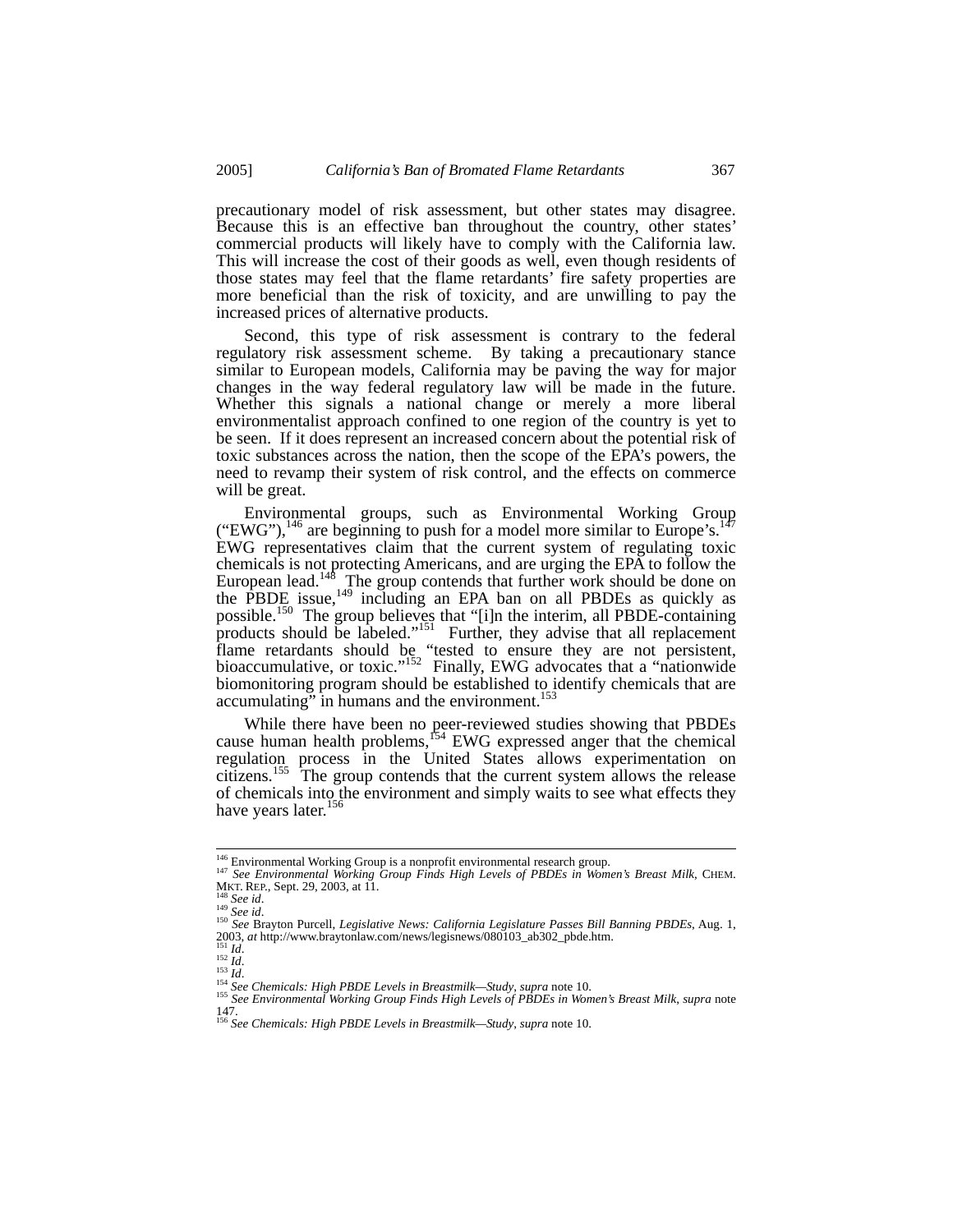precautionary model of risk assessment, but other states may disagree. Because this is an effective ban throughout the country, other states' commercial products will likely have to comply with the California law. This will increase the cost of their goods as well, even though residents of those states may feel that the flame retardants' fire safety properties are more beneficial than the risk of toxicity, and are unwilling to pay the increased prices of alternative products.

Second, this type of risk assessment is contrary to the federal regulatory risk assessment scheme. By taking a precautionary stance similar to European models, California may be paving the way for major changes in the way federal regulatory law will be made in the future. Whether this signals a national change or merely a more liberal environmentalist approach confined to one region of the country is yet to be seen. If it does represent an increased concern about the potential risk of toxic substances across the nation, then the scope of the EPA's powers, the need to revamp their system of risk control, and the effects on commerce will be great.

Environmental groups, such as Environmental Working Group ("EWG"),[146] are beginning to push for a model more similar to Europe's.[147] EWG representatives claim that the current system of regulating toxic chemicals is not protecting Americans, and are urging the EPA to follow the European lead.[148] The group contends that further work should be done on the PBDE issue,[149] including an EPA ban on all PBDEs as quickly as possible.[150] The group believes that "[i]n the interim, all PBDE-containing products should be labeled."[151] Further, they advise that all replacement flame retardants should be "tested to ensure they are not persistent, bioaccumulative, or toxic."[152] Finally, EWG advocates that a "nationwide biomonitoring program should be established to identify chemicals that are accumulating" in humans and the environment.[153]

While there have been no peer-reviewed studies showing that PBDEs cause human health problems,[154] EWG expressed anger that the chemical regulation process in the United States allows experimentation on citizens.[155] The group contends that the current system allows the release of chemicals into the environment and simply waits to see what effects they have years later.[156]

---

[146] Environmental Working Group is a nonprofit environmental research group.

[147] *See Environmental Working Group Finds High Levels of PBDEs in Women's Breast Milk*, CHEM. MKT. REP., Sept. 29, 2003, at 11.

[148] *See id*.

[149] *See id*.

[150] *See* Brayton Purcell, *Legislative News: California Legislature Passes Bill Banning PBDEs*, Aug. 1, 2003, *at* http://www.braytonlaw.com/news/legisnews/080103_ab302_pbde.htm.

[151] *Id*.

[152] *Id*.

[153] *Id*.

[154] *See Chemicals: High PBDE Levels in Breastmilk—Study*, *supra* note 10.

[155] *See Environmental Working Group Finds High Levels of PBDEs in Women's Breast Milk*, *supra* note 147.

[156] *See Chemicals: High PBDE Levels in Breastmilk—Study*, *supra* note 10.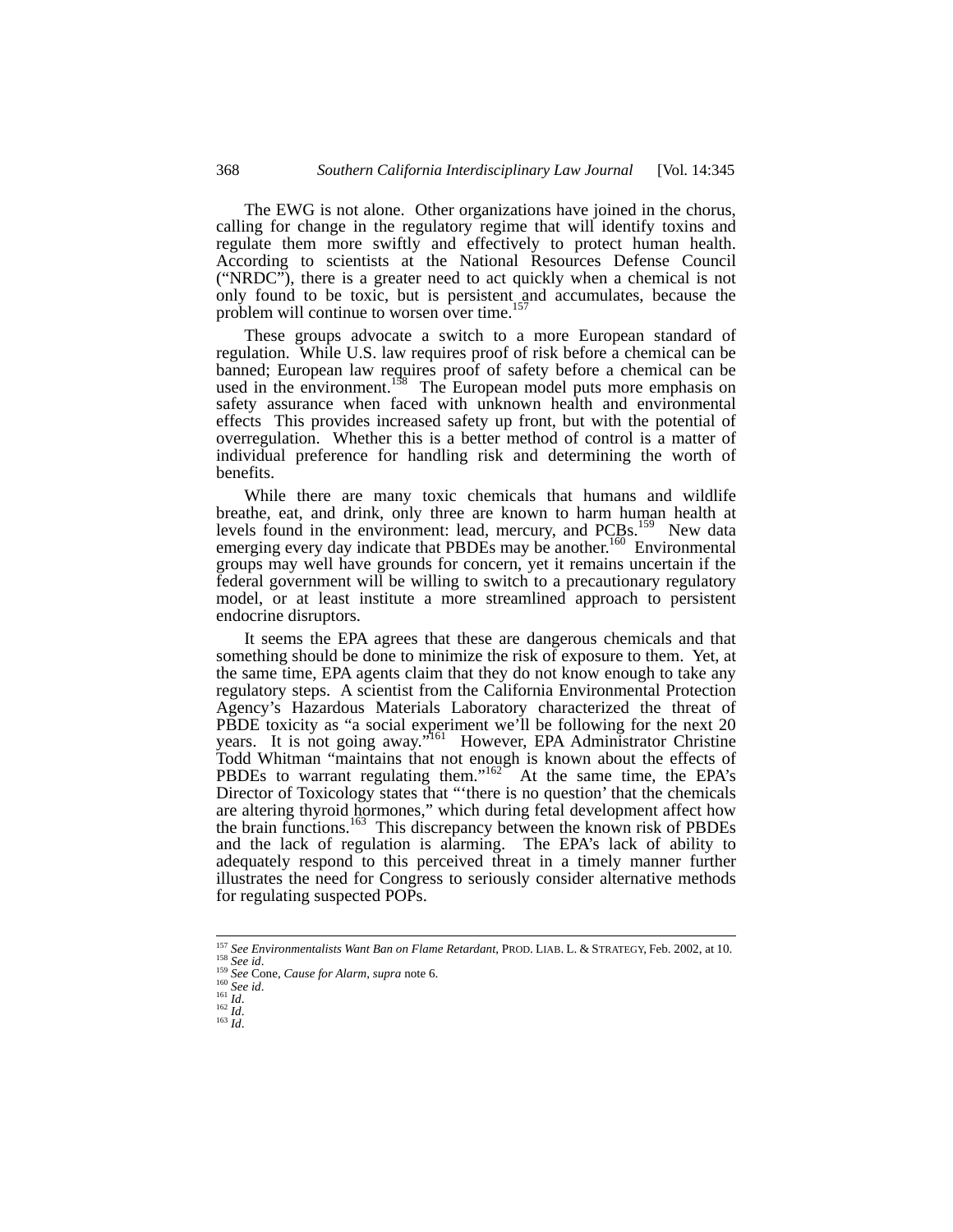The EWG is not alone. Other organizations have joined in the chorus, calling for change in the regulatory regime that will identify toxins and regulate them more swiftly and effectively to protect human health. According to scientists at the National Resources Defense Council ("NRDC"), there is a greater need to act quickly when a chemical is not only found to be toxic, but is persistent and accumulates, because the problem will continue to worsen over time.[157]

These groups advocate a switch to a more European standard of regulation. While U.S. law requires proof of risk before a chemical can be banned; European law requires proof of safety before a chemical can be used in the environment.[158] The European model puts more emphasis on safety assurance when faced with unknown health and environmental effects This provides increased safety up front, but with the potential of overregulation. Whether this is a better method of control is a matter of individual preference for handling risk and determining the worth of benefits.

While there are many toxic chemicals that humans and wildlife breathe, eat, and drink, only three are known to harm human health at levels found in the environment: lead, mercury, and PCBs.[159] New data emerging every day indicate that PBDEs may be another.[160] Environmental groups may well have grounds for concern, yet it remains uncertain if the federal government will be willing to switch to a precautionary regulatory model, or at least institute a more streamlined approach to persistent endocrine disruptors.

It seems the EPA agrees that these are dangerous chemicals and that something should be done to minimize the risk of exposure to them. Yet, at the same time, EPA agents claim that they do not know enough to take any regulatory steps. A scientist from the California Environmental Protection Agency's Hazardous Materials Laboratory characterized the threat of PBDE toxicity as "a social experiment we'll be following for the next 20 years. It is not going away."[161] However, EPA Administrator Christine Todd Whitman "maintains that not enough is known about the effects of PBDEs to warrant regulating them."[162] At the same time, the EPA's Director of Toxicology states that "'there is no question' that the chemicals are altering thyroid hormones," which during fetal development affect how the brain functions.[163] This discrepancy between the known risk of PBDEs and the lack of regulation is alarming. The EPA's lack of ability to adequately respond to this perceived threat in a timely manner further illustrates the need for Congress to seriously consider alternative methods for regulating suspected POPs.

---

[157] *See Environmentalists Want Ban on Flame Retardant*, PROD. LIAB. L. & STRATEGY, Feb. 2002, at 10.
[158] *See id*.
[159] *See* Cone, *Cause for Alarm*, *supra* note 6.
[160] *See id*.
[161] *Id*.
[162] *Id*.
[163] *Id*.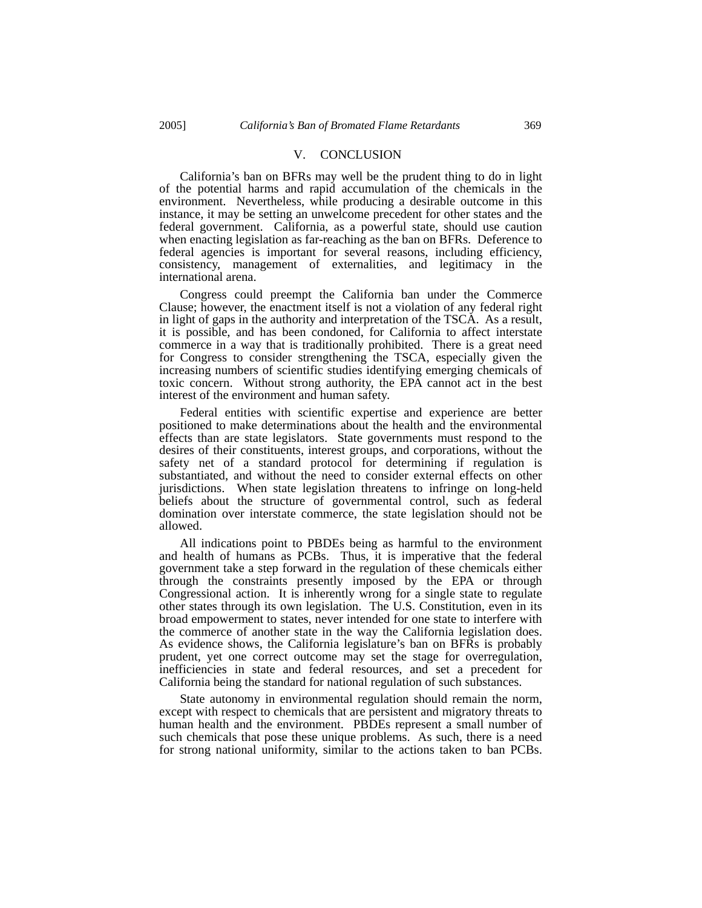## V. CONCLUSION

California's ban on BFRs may well be the prudent thing to do in light of the potential harms and rapid accumulation of the chemicals in the environment. Nevertheless, while producing a desirable outcome in this instance, it may be setting an unwelcome precedent for other states and the federal government. California, as a powerful state, should use caution when enacting legislation as far-reaching as the ban on BFRs. Deference to federal agencies is important for several reasons, including efficiency, consistency, management of externalities, and legitimacy in the international arena.

Congress could preempt the California ban under the Commerce Clause; however, the enactment itself is not a violation of any federal right in light of gaps in the authority and interpretation of the TSCA. As a result, it is possible, and has been condoned, for California to affect interstate commerce in a way that is traditionally prohibited. There is a great need for Congress to consider strengthening the TSCA, especially given the increasing numbers of scientific studies identifying emerging chemicals of toxic concern. Without strong authority, the EPA cannot act in the best interest of the environment and human safety.

Federal entities with scientific expertise and experience are better positioned to make determinations about the health and the environmental effects than are state legislators. State governments must respond to the desires of their constituents, interest groups, and corporations, without the safety net of a standard protocol for determining if regulation is substantiated, and without the need to consider external effects on other jurisdictions. When state legislation threatens to infringe on long-held beliefs about the structure of governmental control, such as federal domination over interstate commerce, the state legislation should not be allowed.

All indications point to PBDEs being as harmful to the environment and health of humans as PCBs. Thus, it is imperative that the federal government take a step forward in the regulation of these chemicals either through the constraints presently imposed by the EPA or through Congressional action. It is inherently wrong for a single state to regulate other states through its own legislation. The U.S. Constitution, even in its broad empowerment to states, never intended for one state to interfere with the commerce of another state in the way the California legislation does. As evidence shows, the California legislature's ban on BFRs is probably prudent, yet one correct outcome may set the stage for overregulation, inefficiencies in state and federal resources, and set a precedent for California being the standard for national regulation of such substances.

State autonomy in environmental regulation should remain the norm, except with respect to chemicals that are persistent and migratory threats to human health and the environment. PBDEs represent a small number of such chemicals that pose these unique problems. As such, there is a need for strong national uniformity, similar to the actions taken to ban PCBs.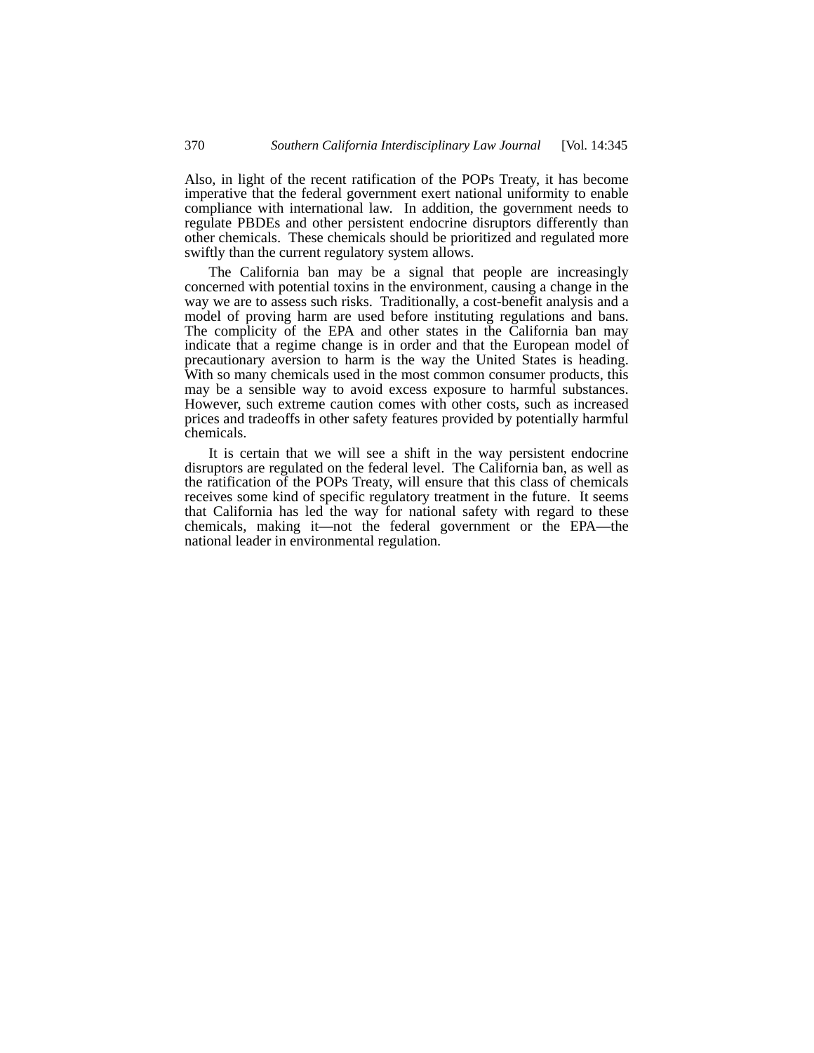Also, in light of the recent ratification of the POPs Treaty, it has become imperative that the federal government exert national uniformity to enable compliance with international law. In addition, the government needs to regulate PBDEs and other persistent endocrine disruptors differently than other chemicals. These chemicals should be prioritized and regulated more swiftly than the current regulatory system allows.

The California ban may be a signal that people are increasingly concerned with potential toxins in the environment, causing a change in the way we are to assess such risks. Traditionally, a cost-benefit analysis and a model of proving harm are used before instituting regulations and bans. The complicity of the EPA and other states in the California ban may indicate that a regime change is in order and that the European model of precautionary aversion to harm is the way the United States is heading. With so many chemicals used in the most common consumer products, this may be a sensible way to avoid excess exposure to harmful substances. However, such extreme caution comes with other costs, such as increased prices and tradeoffs in other safety features provided by potentially harmful chemicals.

It is certain that we will see a shift in the way persistent endocrine disruptors are regulated on the federal level. The California ban, as well as the ratification of the POPs Treaty, will ensure that this class of chemicals receives some kind of specific regulatory treatment in the future. It seems that California has led the way for national safety with regard to these chemicals, making it—not the federal government or the EPA—the national leader in environmental regulation.